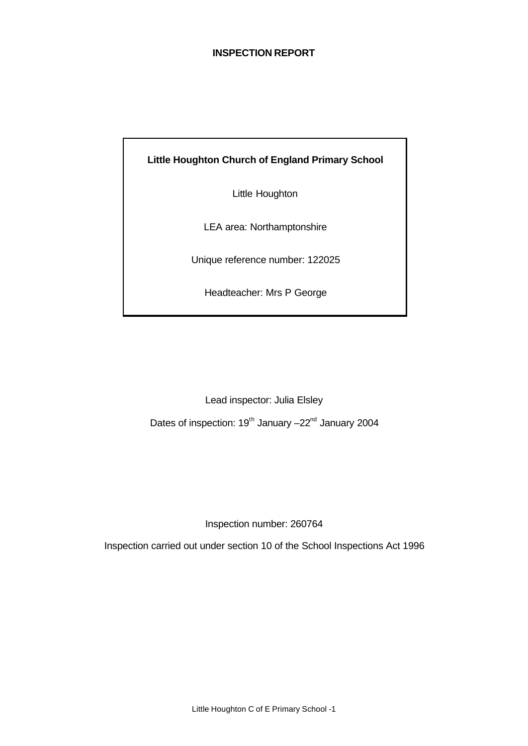# INSPECTION REPORT

**Little Houghton Church of England Primary School**

Little Houghton

LEA area: Northamptonshire

Unique reference number: 122025

Headteacher: Mrs P George

Lead inspector: Julia Elsley

Dates of inspection: 19th January –22nd January 2004

Inspection number: 260764

Inspection carried out under section 10 of the School Inspections Act 1996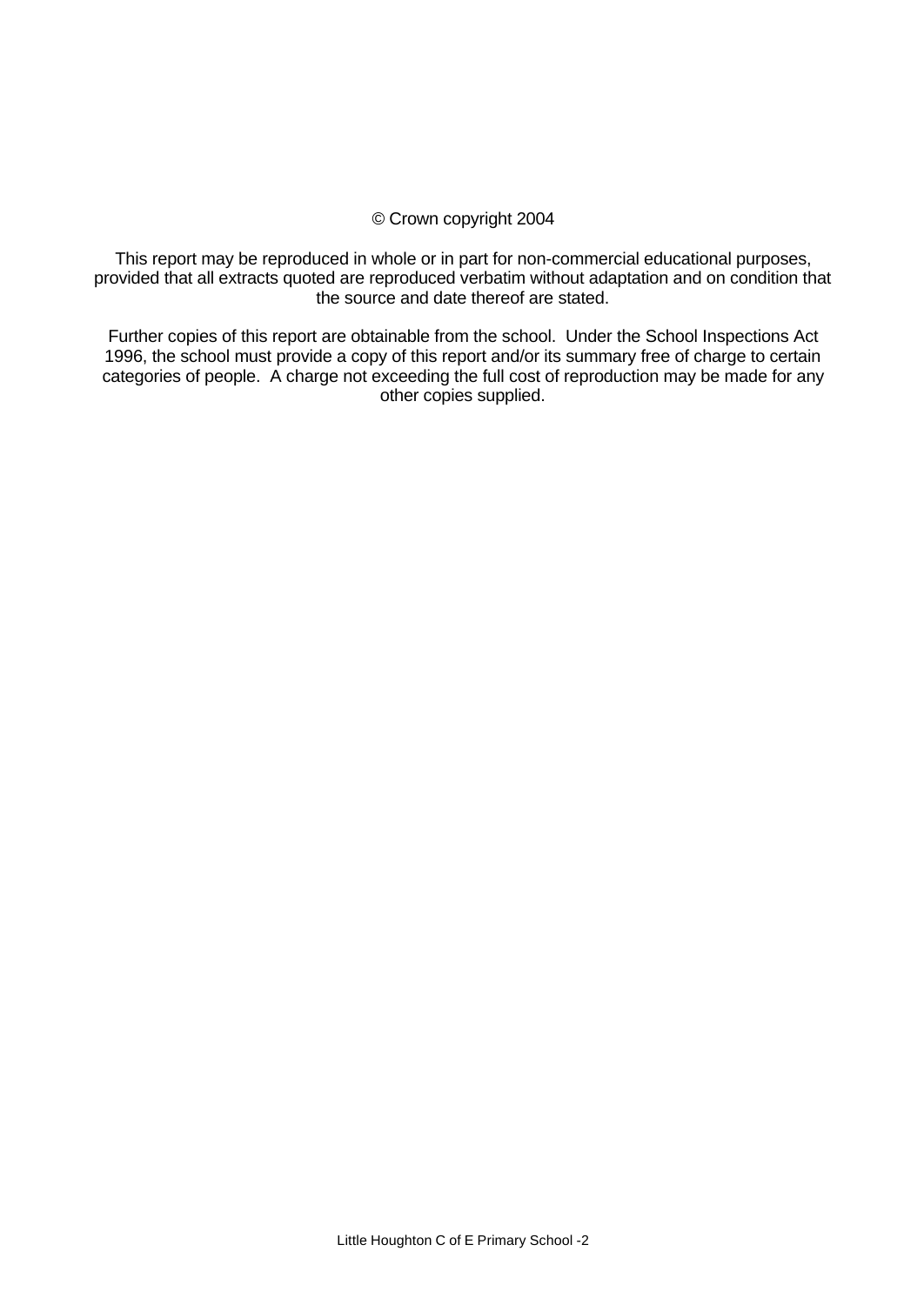© Crown copyright 2004

This report may be reproduced in whole or in part for non-commercial educational purposes, provided that all extracts quoted are reproduced verbatim without adaptation and on condition that the source and date thereof are stated.

Further copies of this report are obtainable from the school. Under the School Inspections Act 1996, the school must provide a copy of this report and/or its summary free of charge to certain categories of people. A charge not exceeding the full cost of reproduction may be made for any other copies supplied.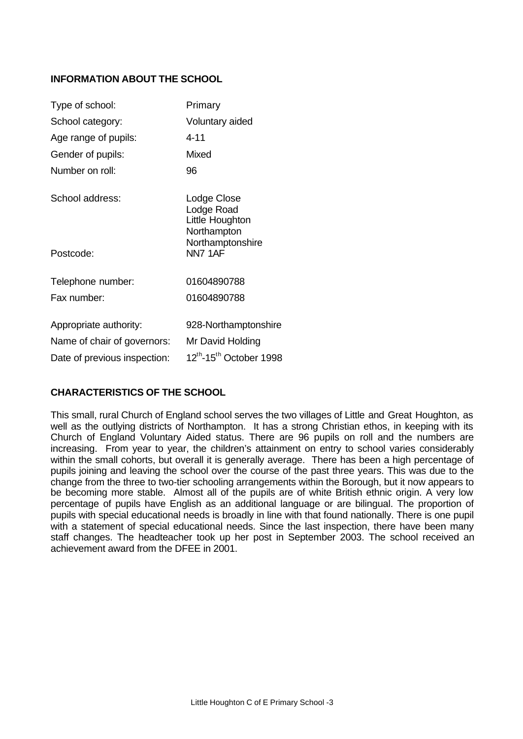## INFORMATION ABOUT THE SCHOOL

| | |
|---|---|
| Type of school: | Primary |
| School category: | Voluntary aided |
| Age range of pupils: | 4-11 |
| Gender of pupils: | Mixed |
| Number on roll: | 96 |
| School address: | Lodge Close<br>Lodge Road<br>Little Houghton<br>Northampton<br>Northamptonshire |
| Postcode: | NN7 1AF |
| Telephone number: | 01604890788 |
| Fax number: | 01604890788 |
| Appropriate authority: | 928-Northamptonshire |
| Name of chair of governors: | Mr David Holding |
| Date of previous inspection: | 12th-15th October 1998 |

## CHARACTERISTICS OF THE SCHOOL

This small, rural Church of England school serves the two villages of Little and Great Houghton, as well as the outlying districts of Northampton. It has a strong Christian ethos, in keeping with its Church of England Voluntary Aided status. There are 96 pupils on roll and the numbers are increasing. From year to year, the children's attainment on entry to school varies considerably within the small cohorts, but overall it is generally average. There has been a high percentage of pupils joining and leaving the school over the course of the past three years. This was due to the change from the three to two-tier schooling arrangements within the Borough, but it now appears to be becoming more stable. Almost all of the pupils are of white British ethnic origin. A very low percentage of pupils have English as an additional language or are bilingual. The proportion of pupils with special educational needs is broadly in line with that found nationally. There is one pupil with a statement of special educational needs. Since the last inspection, there have been many staff changes. The headteacher took up her post in September 2003. The school received an achievement award from the DFEE in 2001.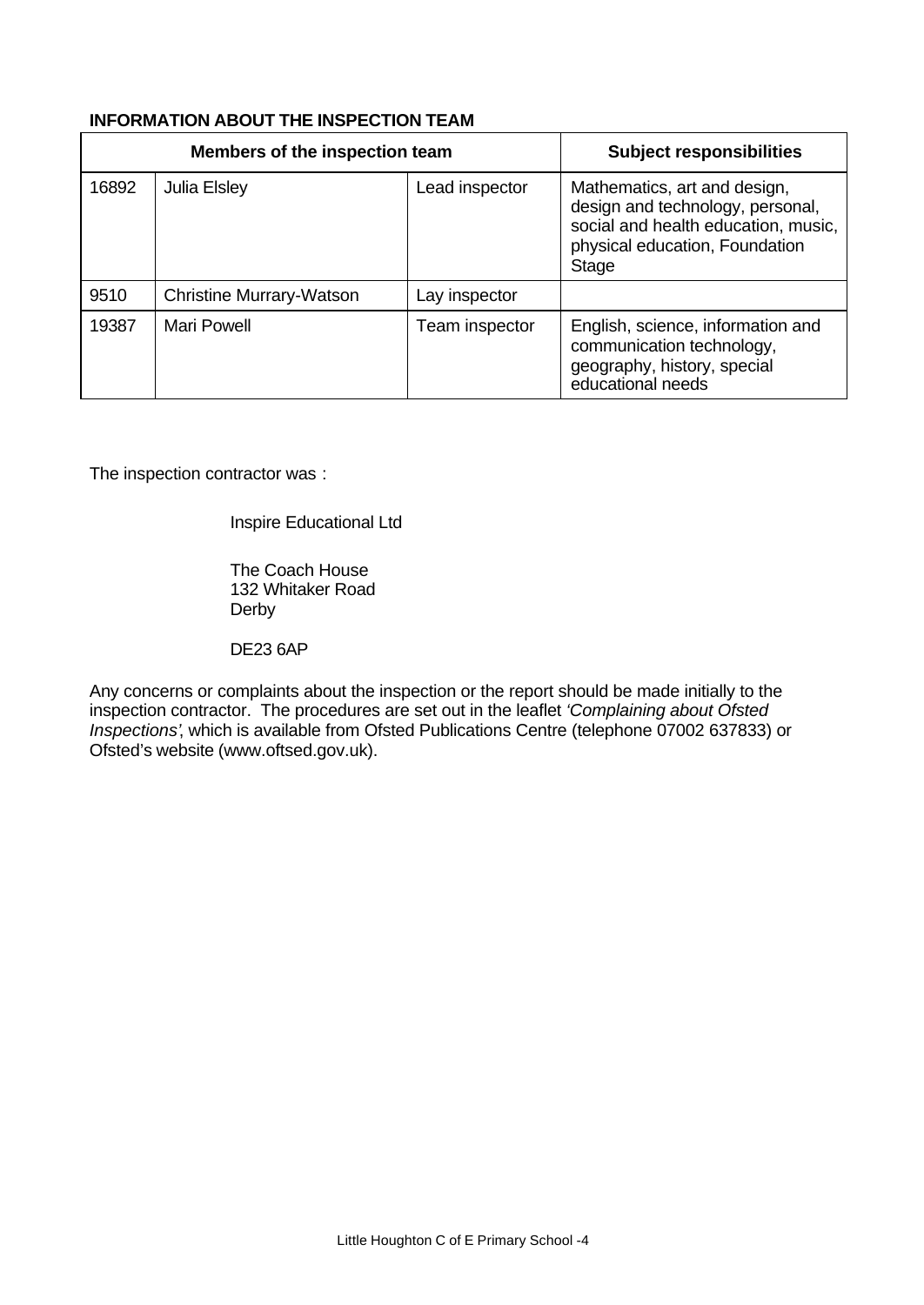**INFORMATION ABOUT THE INSPECTION TEAM**

| Members of the inspection team | | | Subject responsibilities |
|---|---|---|---|
| 16892 | Julia Elsley | Lead inspector | Mathematics, art and design, design and technology, personal, social and health education, music, physical education, Foundation Stage |
| 9510 | Christine Murrary-Watson | Lay inspector | |
| 19387 | Mari Powell | Team inspector | English, science, information and communication technology, geography, history, special educational needs |

The inspection contractor was :

Inspire Educational Ltd

The Coach House
132 Whitaker Road
Derby

DE23 6AP

Any concerns or complaints about the inspection or the report should be made initially to the inspection contractor. The procedures are set out in the leaflet *'Complaining about Ofsted Inspections'*, which is available from Ofsted Publications Centre (telephone 07002 637833) or Ofsted's website (www.oftsed.gov.uk).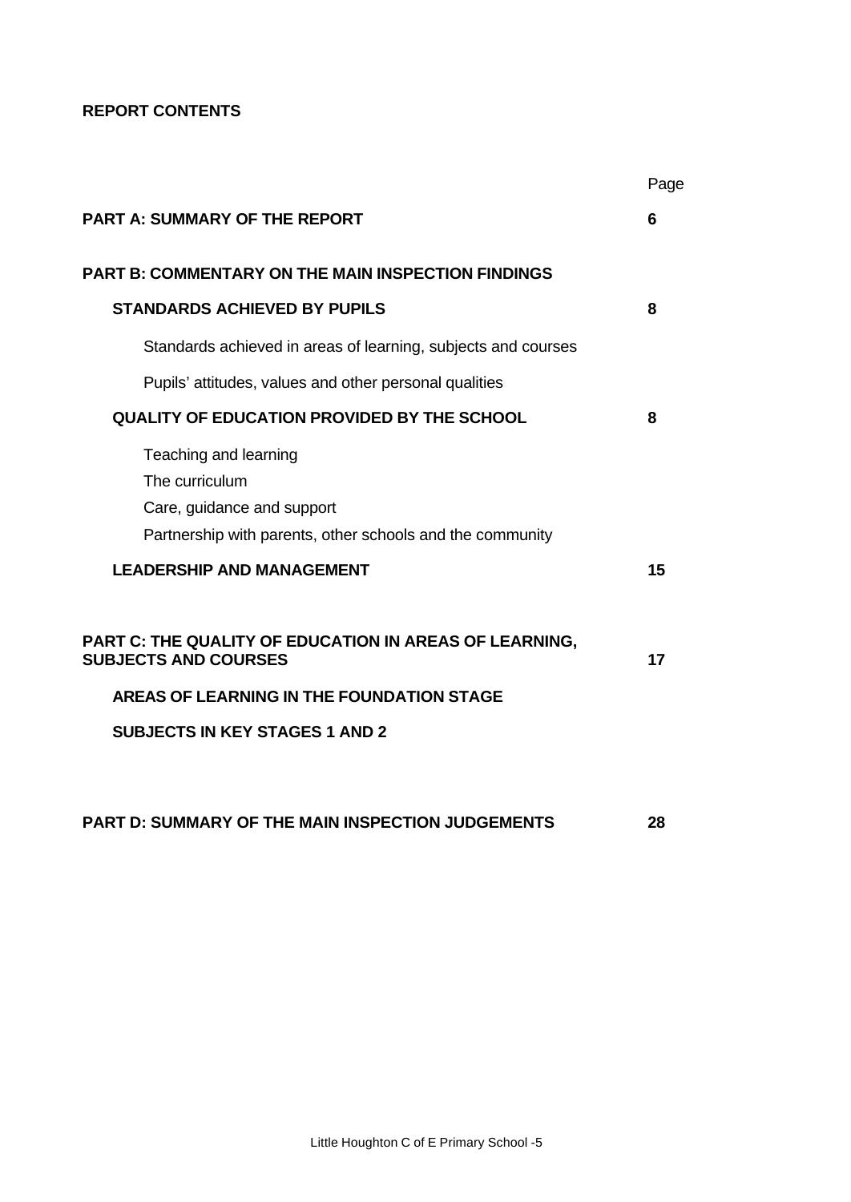**REPORT CONTENTS**

| | Page |
|---|---|
| **PART A: SUMMARY OF THE REPORT** | **6** |
| **PART B: COMMENTARY ON THE MAIN INSPECTION FINDINGS** | |
| **STANDARDS ACHIEVED BY PUPILS** | **8** |
| Standards achieved in areas of learning, subjects and courses | |
| Pupils' attitudes, values and other personal qualities | |
| **QUALITY OF EDUCATION PROVIDED BY THE SCHOOL** | **8** |
| Teaching and learning<br>The curriculum<br>Care, guidance and support<br>Partnership with parents, other schools and the community | |
| **LEADERSHIP AND MANAGEMENT** | **15** |
| **PART C: THE QUALITY OF EDUCATION IN AREAS OF LEARNING, SUBJECTS AND COURSES** | **17** |
| **AREAS OF LEARNING IN THE FOUNDATION STAGE** | |
| **SUBJECTS IN KEY STAGES 1 AND 2** | |
| **PART D: SUMMARY OF THE MAIN INSPECTION JUDGEMENTS** | **28** |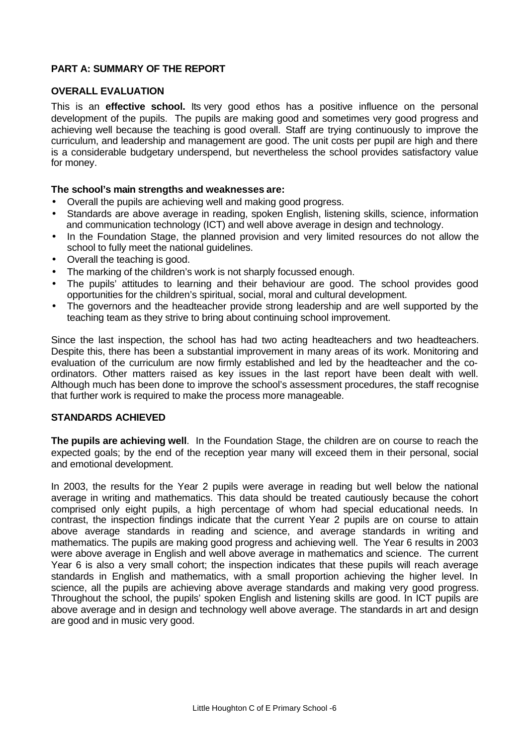## PART A: SUMMARY OF THE REPORT

### OVERALL EVALUATION

This is an **effective school.** Its very good ethos has a positive influence on the personal development of the pupils. The pupils are making good and sometimes very good progress and achieving well because the teaching is good overall. Staff are trying continuously to improve the curriculum, and leadership and management are good. The unit costs per pupil are high and there is a considerable budgetary underspend, but nevertheless the school provides satisfactory value for money.

**The school's main strengths and weaknesses are:**

- Overall the pupils are achieving well and making good progress.
- Standards are above average in reading, spoken English, listening skills, science, information and communication technology (ICT) and well above average in design and technology.
- In the Foundation Stage, the planned provision and very limited resources do not allow the school to fully meet the national guidelines.
- Overall the teaching is good.
- The marking of the children's work is not sharply focussed enough.
- The pupils' attitudes to learning and their behaviour are good. The school provides good opportunities for the children's spiritual, social, moral and cultural development.
- The governors and the headteacher provide strong leadership and are well supported by the teaching team as they strive to bring about continuing school improvement.

Since the last inspection, the school has had two acting headteachers and two headteachers. Despite this, there has been a substantial improvement in many areas of its work. Monitoring and evaluation of the curriculum are now firmly established and led by the headteacher and the co-ordinators. Other matters raised as key issues in the last report have been dealt with well. Although much has been done to improve the school's assessment procedures, the staff recognise that further work is required to make the process more manageable.

### STANDARDS ACHIEVED

**The pupils are achieving well**. In the Foundation Stage, the children are on course to reach the expected goals; by the end of the reception year many will exceed them in their personal, social and emotional development.

In 2003, the results for the Year 2 pupils were average in reading but well below the national average in writing and mathematics. This data should be treated cautiously because the cohort comprised only eight pupils, a high percentage of whom had special educational needs. In contrast, the inspection findings indicate that the current Year 2 pupils are on course to attain above average standards in reading and science, and average standards in writing and mathematics. The pupils are making good progress and achieving well. The Year 6 results in 2003 were above average in English and well above average in mathematics and science. The current Year 6 is also a very small cohort; the inspection indicates that these pupils will reach average standards in English and mathematics, with a small proportion achieving the higher level. In science, all the pupils are achieving above average standards and making very good progress. Throughout the school, the pupils' spoken English and listening skills are good. In ICT pupils are above average and in design and technology well above average. The standards in art and design are good and in music very good.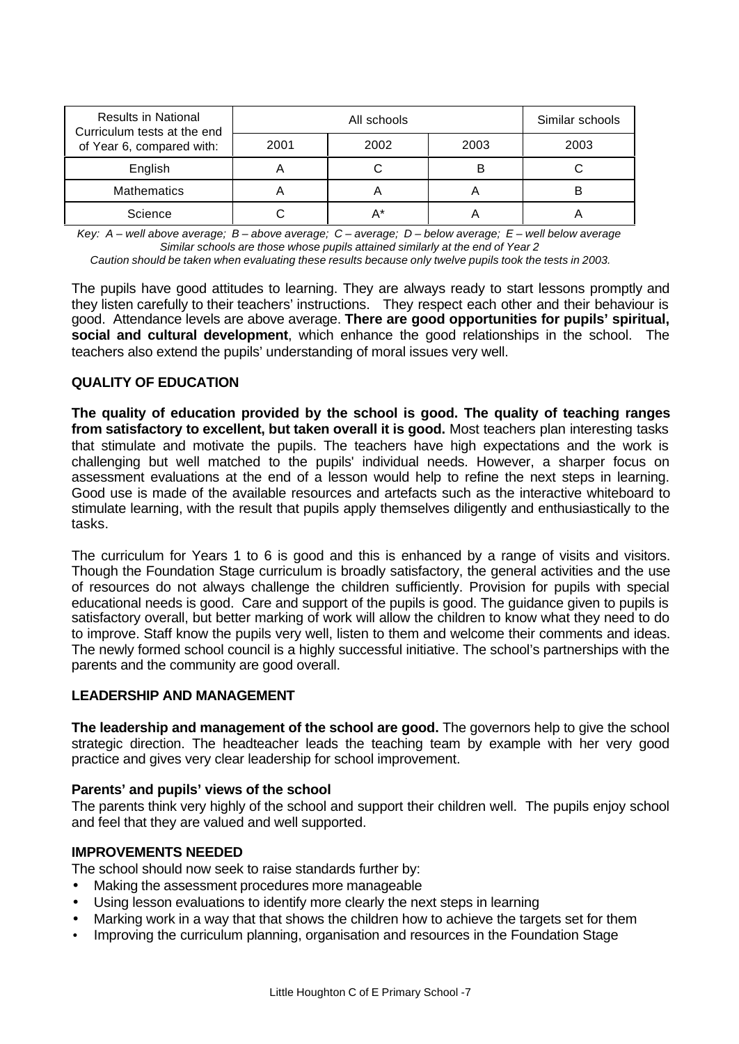| Results in National Curriculum tests at the end of Year 6, compared with: | All schools | | | Similar schools |
|---|---|---|---|---|
| | 2001 | 2002 | 2003 | 2003 |
| English | A | C | B | C |
| Mathematics | A | A | A | B |
| Science | C | A* | A | A |

*Key: A – well above average; B – above average; C – average; D – below average; E – well below average*
*Similar schools are those whose pupils attained similarly at the end of Year 2*
*Caution should be taken when evaluating these results because only twelve pupils took the tests in 2003.*

The pupils have good attitudes to learning. They are always ready to start lessons promptly and they listen carefully to their teachers' instructions. They respect each other and their behaviour is good. Attendance levels are above average. **There are good opportunities for pupils' spiritual, social and cultural development**, which enhance the good relationships in the school. The teachers also extend the pupils' understanding of moral issues very well.

## QUALITY OF EDUCATION

**The quality of education provided by the school is good. The quality of teaching ranges from satisfactory to excellent, but taken overall it is good.** Most teachers plan interesting tasks that stimulate and motivate the pupils. The teachers have high expectations and the work is challenging but well matched to the pupils' individual needs. However, a sharper focus on assessment evaluations at the end of a lesson would help to refine the next steps in learning. Good use is made of the available resources and artefacts such as the interactive whiteboard to stimulate learning, with the result that pupils apply themselves diligently and enthusiastically to the tasks.

The curriculum for Years 1 to 6 is good and this is enhanced by a range of visits and visitors. Though the Foundation Stage curriculum is broadly satisfactory, the general activities and the use of resources do not always challenge the children sufficiently. Provision for pupils with special educational needs is good. Care and support of the pupils is good. The guidance given to pupils is satisfactory overall, but better marking of work will allow the children to know what they need to do to improve. Staff know the pupils very well, listen to them and welcome their comments and ideas. The newly formed school council is a highly successful initiative. The school's partnerships with the parents and the community are good overall.

## LEADERSHIP AND MANAGEMENT

**The leadership and management of the school are good.** The governors help to give the school strategic direction. The headteacher leads the teaching team by example with her very good practice and gives very clear leadership for school improvement.

### Parents' and pupils' views of the school

The parents think very highly of the school and support their children well. The pupils enjoy school and feel that they are valued and well supported.

## IMPROVEMENTS NEEDED

The school should now seek to raise standards further by:

- Making the assessment procedures more manageable
- Using lesson evaluations to identify more clearly the next steps in learning
- Marking work in a way that that shows the children how to achieve the targets set for them
- Improving the curriculum planning, organisation and resources in the Foundation Stage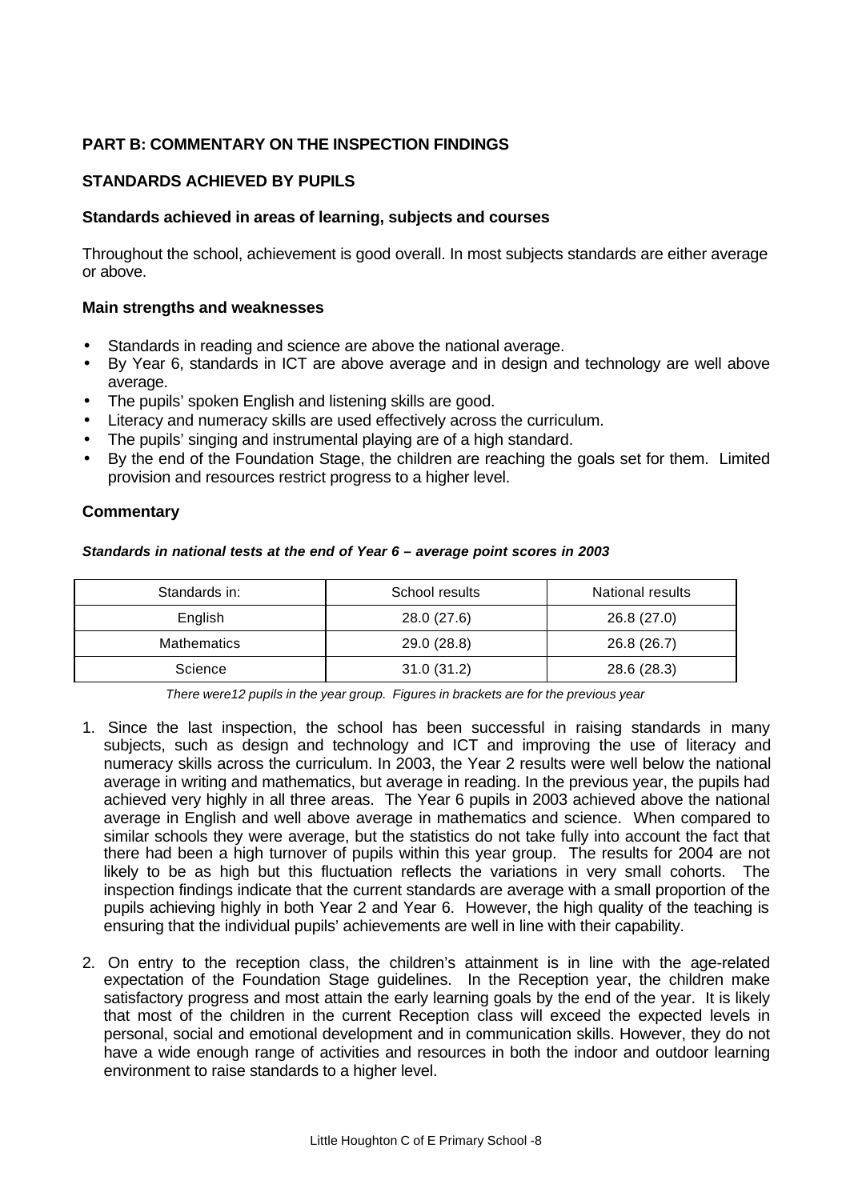## PART B: COMMENTARY ON THE INSPECTION FINDINGS

## STANDARDS ACHIEVED BY PUPILS

### Standards achieved in areas of learning, subjects and courses

Throughout the school, achievement is good overall. In most subjects standards are either average or above.

### Main strengths and weaknesses

- Standards in reading and science are above the national average.
- By Year 6, standards in ICT are above average and in design and technology are well above average.
- The pupils' spoken English and listening skills are good.
- Literacy and numeracy skills are used effectively across the curriculum.
- The pupils' singing and instrumental playing are of a high standard.
- By the end of the Foundation Stage, the children are reaching the goals set for them. Limited provision and resources restrict progress to a higher level.

### Commentary

***Standards in national tests at the end of Year 6 – average point scores in 2003***

| Standards in: | School results | National results |
|---|---|---|
| English | 28.0 (27.6) | 26.8 (27.0) |
| Mathematics | 29.0 (28.8) | 26.8 (26.7) |
| Science | 31.0 (31.2) | 28.6 (28.3) |

*There were12 pupils in the year group. Figures in brackets are for the previous year*

1. Since the last inspection, the school has been successful in raising standards in many subjects, such as design and technology and ICT and improving the use of literacy and numeracy skills across the curriculum. In 2003, the Year 2 results were well below the national average in writing and mathematics, but average in reading. In the previous year, the pupils had achieved very highly in all three areas. The Year 6 pupils in 2003 achieved above the national average in English and well above average in mathematics and science. When compared to similar schools they were average, but the statistics do not take fully into account the fact that there had been a high turnover of pupils within this year group. The results for 2004 are not likely to be as high but this fluctuation reflects the variations in very small cohorts. The inspection findings indicate that the current standards are average with a small proportion of the pupils achieving highly in both Year 2 and Year 6. However, the high quality of the teaching is ensuring that the individual pupils' achievements are well in line with their capability.

2. On entry to the reception class, the children's attainment is in line with the age-related expectation of the Foundation Stage guidelines. In the Reception year, the children make satisfactory progress and most attain the early learning goals by the end of the year. It is likely that most of the children in the current Reception class will exceed the expected levels in personal, social and emotional development and in communication skills. However, they do not have a wide enough range of activities and resources in both the indoor and outdoor learning environment to raise standards to a higher level.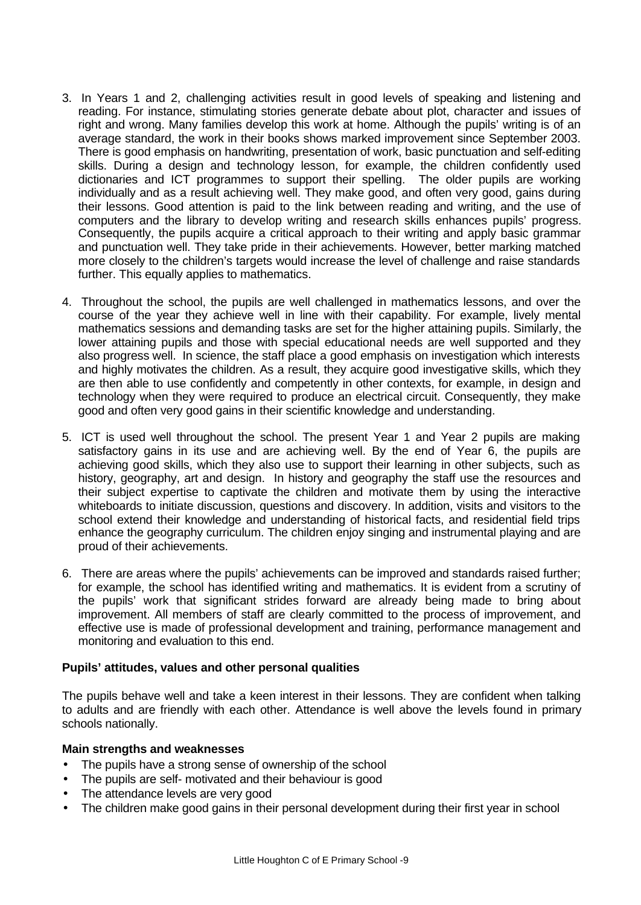3. In Years 1 and 2, challenging activities result in good levels of speaking and listening and reading. For instance, stimulating stories generate debate about plot, character and issues of right and wrong. Many families develop this work at home. Although the pupils' writing is of an average standard, the work in their books shows marked improvement since September 2003. There is good emphasis on handwriting, presentation of work, basic punctuation and self-editing skills. During a design and technology lesson, for example, the children confidently used dictionaries and ICT programmes to support their spelling. The older pupils are working individually and as a result achieving well. They make good, and often very good, gains during their lessons. Good attention is paid to the link between reading and writing, and the use of computers and the library to develop writing and research skills enhances pupils' progress. Consequently, the pupils acquire a critical approach to their writing and apply basic grammar and punctuation well. They take pride in their achievements. However, better marking matched more closely to the children's targets would increase the level of challenge and raise standards further. This equally applies to mathematics.

4. Throughout the school, the pupils are well challenged in mathematics lessons, and over the course of the year they achieve well in line with their capability. For example, lively mental mathematics sessions and demanding tasks are set for the higher attaining pupils. Similarly, the lower attaining pupils and those with special educational needs are well supported and they also progress well. In science, the staff place a good emphasis on investigation which interests and highly motivates the children. As a result, they acquire good investigative skills, which they are then able to use confidently and competently in other contexts, for example, in design and technology when they were required to produce an electrical circuit. Consequently, they make good and often very good gains in their scientific knowledge and understanding.

5. ICT is used well throughout the school. The present Year 1 and Year 2 pupils are making satisfactory gains in its use and are achieving well. By the end of Year 6, the pupils are achieving good skills, which they also use to support their learning in other subjects, such as history, geography, art and design. In history and geography the staff use the resources and their subject expertise to captivate the children and motivate them by using the interactive whiteboards to initiate discussion, questions and discovery. In addition, visits and visitors to the school extend their knowledge and understanding of historical facts, and residential field trips enhance the geography curriculum. The children enjoy singing and instrumental playing and are proud of their achievements.

6. There are areas where the pupils' achievements can be improved and standards raised further; for example, the school has identified writing and mathematics. It is evident from a scrutiny of the pupils' work that significant strides forward are already being made to bring about improvement. All members of staff are clearly committed to the process of improvement, and effective use is made of professional development and training, performance management and monitoring and evaluation to this end.

### Pupils' attitudes, values and other personal qualities

The pupils behave well and take a keen interest in their lessons. They are confident when talking to adults and are friendly with each other. Attendance is well above the levels found in primary schools nationally.

#### Main strengths and weaknesses

- The pupils have a strong sense of ownership of the school
- The pupils are self- motivated and their behaviour is good
- The attendance levels are very good
- The children make good gains in their personal development during their first year in school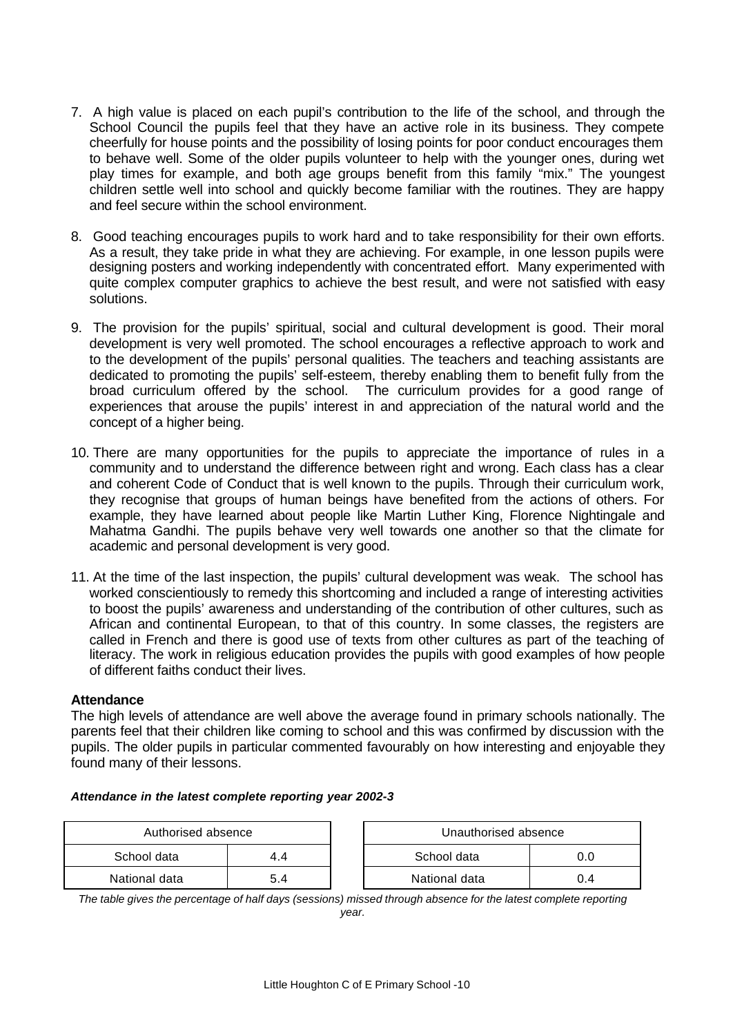7. A high value is placed on each pupil's contribution to the life of the school, and through the School Council the pupils feel that they have an active role in its business. They compete cheerfully for house points and the possibility of losing points for poor conduct encourages them to behave well. Some of the older pupils volunteer to help with the younger ones, during wet play times for example, and both age groups benefit from this family "mix." The youngest children settle well into school and quickly become familiar with the routines. They are happy and feel secure within the school environment.

8. Good teaching encourages pupils to work hard and to take responsibility for their own efforts. As a result, they take pride in what they are achieving. For example, in one lesson pupils were designing posters and working independently with concentrated effort. Many experimented with quite complex computer graphics to achieve the best result, and were not satisfied with easy solutions.

9. The provision for the pupils' spiritual, social and cultural development is good. Their moral development is very well promoted. The school encourages a reflective approach to work and to the development of the pupils' personal qualities. The teachers and teaching assistants are dedicated to promoting the pupils' self-esteem, thereby enabling them to benefit fully from the broad curriculum offered by the school. The curriculum provides for a good range of experiences that arouse the pupils' interest in and appreciation of the natural world and the concept of a higher being.

10. There are many opportunities for the pupils to appreciate the importance of rules in a community and to understand the difference between right and wrong. Each class has a clear and coherent Code of Conduct that is well known to the pupils. Through their curriculum work, they recognise that groups of human beings have benefited from the actions of others. For example, they have learned about people like Martin Luther King, Florence Nightingale and Mahatma Gandhi. The pupils behave very well towards one another so that the climate for academic and personal development is very good.

11. At the time of the last inspection, the pupils' cultural development was weak. The school has worked conscientiously to remedy this shortcoming and included a range of interesting activities to boost the pupils' awareness and understanding of the contribution of other cultures, such as African and continental European, to that of this country. In some classes, the registers are called in French and there is good use of texts from other cultures as part of the teaching of literacy. The work in religious education provides the pupils with good examples of how people of different faiths conduct their lives.

**Attendance**

The high levels of attendance are well above the average found in primary schools nationally. The parents feel that their children like coming to school and this was confirmed by discussion with the pupils. The older pupils in particular commented favourably on how interesting and enjoyable they found many of their lessons.

***Attendance in the latest complete reporting year 2002-3***

| Authorised absence | |
|---|---|
| School data | 4.4 |
| National data | 5.4 |

| Unauthorised absence | |
|---|---|
| School data | 0.0 |
| National data | 0.4 |

*The table gives the percentage of half days (sessions) missed through absence for the latest complete reporting year.*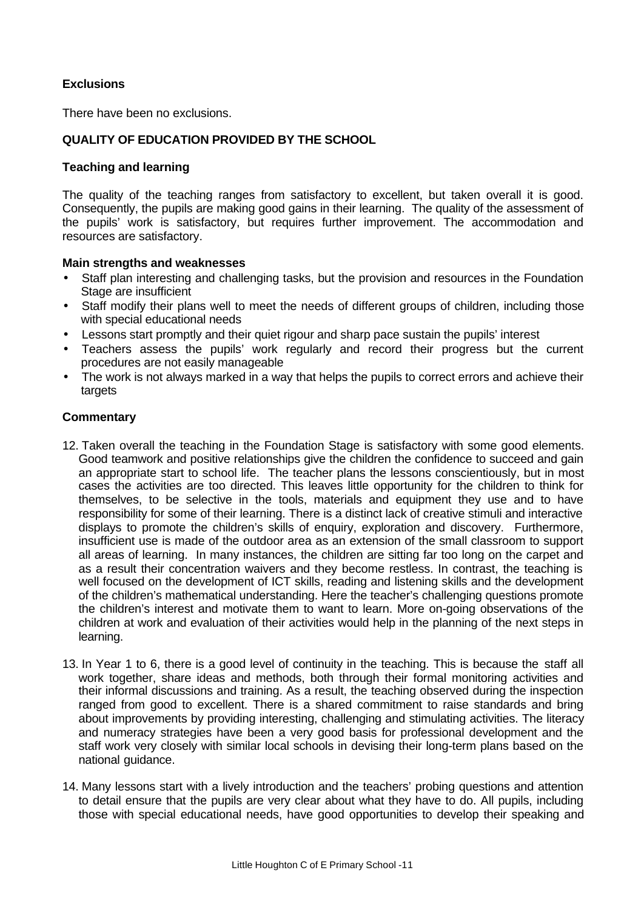**Exclusions**

There have been no exclusions.

**QUALITY OF EDUCATION PROVIDED BY THE SCHOOL**

**Teaching and learning**

The quality of the teaching ranges from satisfactory to excellent, but taken overall it is good. Consequently, the pupils are making good gains in their learning. The quality of the assessment of the pupils' work is satisfactory, but requires further improvement. The accommodation and resources are satisfactory.

**Main strengths and weaknesses**

- Staff plan interesting and challenging tasks, but the provision and resources in the Foundation Stage are insufficient
- Staff modify their plans well to meet the needs of different groups of children, including those with special educational needs
- Lessons start promptly and their quiet rigour and sharp pace sustain the pupils' interest
- Teachers assess the pupils' work regularly and record their progress but the current procedures are not easily manageable
- The work is not always marked in a way that helps the pupils to correct errors and achieve their targets

**Commentary**

12. Taken overall the teaching in the Foundation Stage is satisfactory with some good elements. Good teamwork and positive relationships give the children the confidence to succeed and gain an appropriate start to school life. The teacher plans the lessons conscientiously, but in most cases the activities are too directed. This leaves little opportunity for the children to think for themselves, to be selective in the tools, materials and equipment they use and to have responsibility for some of their learning. There is a distinct lack of creative stimuli and interactive displays to promote the children's skills of enquiry, exploration and discovery. Furthermore, insufficient use is made of the outdoor area as an extension of the small classroom to support all areas of learning. In many instances, the children are sitting far too long on the carpet and as a result their concentration waivers and they become restless. In contrast, the teaching is well focused on the development of ICT skills, reading and listening skills and the development of the children's mathematical understanding. Here the teacher's challenging questions promote the children's interest and motivate them to want to learn. More on-going observations of the children at work and evaluation of their activities would help in the planning of the next steps in learning.

13. In Year 1 to 6, there is a good level of continuity in the teaching. This is because the staff all work together, share ideas and methods, both through their formal monitoring activities and their informal discussions and training. As a result, the teaching observed during the inspection ranged from good to excellent. There is a shared commitment to raise standards and bring about improvements by providing interesting, challenging and stimulating activities. The literacy and numeracy strategies have been a very good basis for professional development and the staff work very closely with similar local schools in devising their long-term plans based on the national guidance.

14. Many lessons start with a lively introduction and the teachers' probing questions and attention to detail ensure that the pupils are very clear about what they have to do. All pupils, including those with special educational needs, have good opportunities to develop their speaking and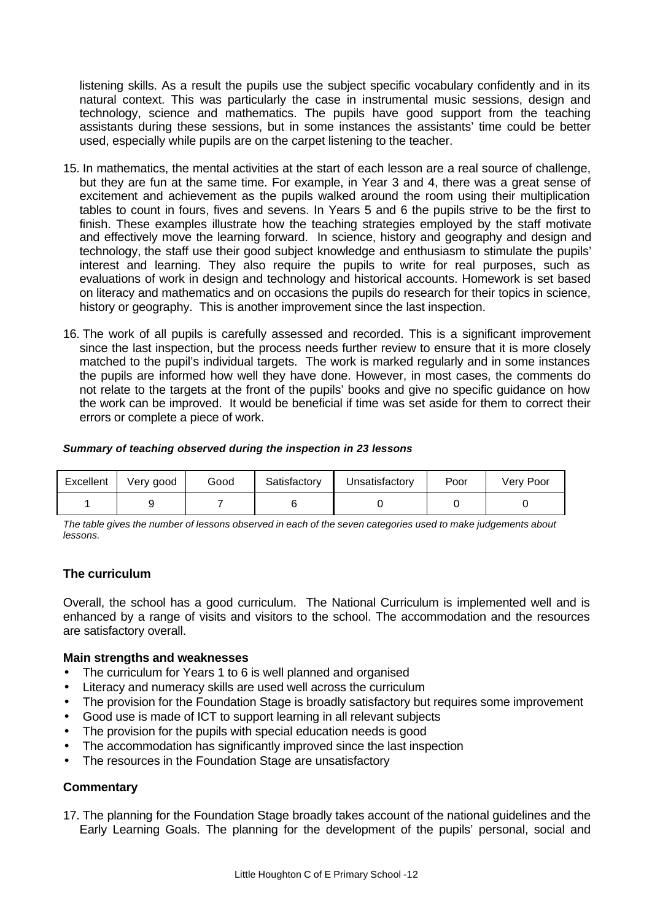listening skills. As a result the pupils use the subject specific vocabulary confidently and in its natural context. This was particularly the case in instrumental music sessions, design and technology, science and mathematics. The pupils have good support from the teaching assistants during these sessions, but in some instances the assistants' time could be better used, especially while pupils are on the carpet listening to the teacher.

15. In mathematics, the mental activities at the start of each lesson are a real source of challenge, but they are fun at the same time. For example, in Year 3 and 4, there was a great sense of excitement and achievement as the pupils walked around the room using their multiplication tables to count in fours, fives and sevens. In Years 5 and 6 the pupils strive to be the first to finish. These examples illustrate how the teaching strategies employed by the staff motivate and effectively move the learning forward. In science, history and geography and design and technology, the staff use their good subject knowledge and enthusiasm to stimulate the pupils' interest and learning. They also require the pupils to write for real purposes, such as evaluations of work in design and technology and historical accounts. Homework is set based on literacy and mathematics and on occasions the pupils do research for their topics in science, history or geography. This is another improvement since the last inspection.

16. The work of all pupils is carefully assessed and recorded. This is a significant improvement since the last inspection, but the process needs further review to ensure that it is more closely matched to the pupil's individual targets. The work is marked regularly and in some instances the pupils are informed how well they have done. However, in most cases, the comments do not relate to the targets at the front of the pupils' books and give no specific guidance on how the work can be improved. It would be beneficial if time was set aside for them to correct their errors or complete a piece of work.

***Summary of teaching observed during the inspection in 23 lessons***

| Excellent | Very good | Good | Satisfactory | Unsatisfactory | Poor | Very Poor |
|---|---|---|---|---|---|---|
| 1 | 9 | 7 | 6 | 0 | 0 | 0 |

*The table gives the number of lessons observed in each of the seven categories used to make judgements about lessons.*

### The curriculum

Overall, the school has a good curriculum. The National Curriculum is implemented well and is enhanced by a range of visits and visitors to the school. The accommodation and the resources are satisfactory overall.

#### Main strengths and weaknesses

- The curriculum for Years 1 to 6 is well planned and organised
- Literacy and numeracy skills are used well across the curriculum
- The provision for the Foundation Stage is broadly satisfactory but requires some improvement
- Good use is made of ICT to support learning in all relevant subjects
- The provision for the pupils with special education needs is good
- The accommodation has significantly improved since the last inspection
- The resources in the Foundation Stage are unsatisfactory

#### Commentary

17. The planning for the Foundation Stage broadly takes account of the national guidelines and the Early Learning Goals. The planning for the development of the pupils' personal, social and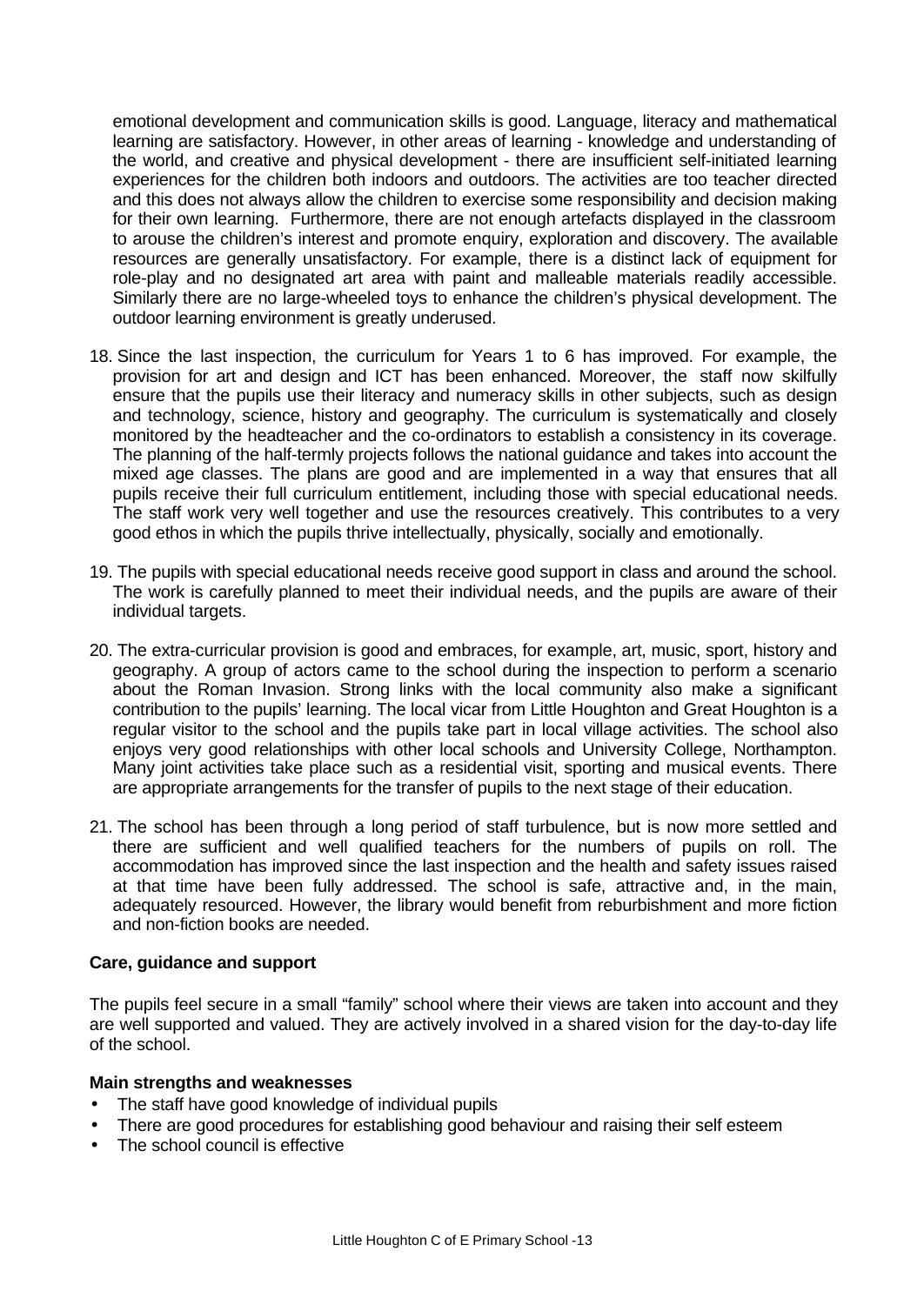emotional development and communication skills is good. Language, literacy and mathematical learning are satisfactory. However, in other areas of learning - knowledge and understanding of the world, and creative and physical development - there are insufficient self-initiated learning experiences for the children both indoors and outdoors. The activities are too teacher directed and this does not always allow the children to exercise some responsibility and decision making for their own learning. Furthermore, there are not enough artefacts displayed in the classroom to arouse the children's interest and promote enquiry, exploration and discovery. The available resources are generally unsatisfactory. For example, there is a distinct lack of equipment for role-play and no designated art area with paint and malleable materials readily accessible. Similarly there are no large-wheeled toys to enhance the children's physical development. The outdoor learning environment is greatly underused.

18. Since the last inspection, the curriculum for Years 1 to 6 has improved. For example, the provision for art and design and ICT has been enhanced. Moreover, the staff now skilfully ensure that the pupils use their literacy and numeracy skills in other subjects, such as design and technology, science, history and geography. The curriculum is systematically and closely monitored by the headteacher and the co-ordinators to establish a consistency in its coverage. The planning of the half-termly projects follows the national guidance and takes into account the mixed age classes. The plans are good and are implemented in a way that ensures that all pupils receive their full curriculum entitlement, including those with special educational needs. The staff work very well together and use the resources creatively. This contributes to a very good ethos in which the pupils thrive intellectually, physically, socially and emotionally.

19. The pupils with special educational needs receive good support in class and around the school. The work is carefully planned to meet their individual needs, and the pupils are aware of their individual targets.

20. The extra-curricular provision is good and embraces, for example, art, music, sport, history and geography. A group of actors came to the school during the inspection to perform a scenario about the Roman Invasion. Strong links with the local community also make a significant contribution to the pupils' learning. The local vicar from Little Houghton and Great Houghton is a regular visitor to the school and the pupils take part in local village activities. The school also enjoys very good relationships with other local schools and University College, Northampton. Many joint activities take place such as a residential visit, sporting and musical events. There are appropriate arrangements for the transfer of pupils to the next stage of their education.

21. The school has been through a long period of staff turbulence, but is now more settled and there are sufficient and well qualified teachers for the numbers of pupils on roll. The accommodation has improved since the last inspection and the health and safety issues raised at that time have been fully addressed. The school is safe, attractive and, in the main, adequately resourced. However, the library would benefit from reburbishment and more fiction and non-fiction books are needed.

### Care, guidance and support

The pupils feel secure in a small "family" school where their views are taken into account and they are well supported and valued. They are actively involved in a shared vision for the day-to-day life of the school.

**Main strengths and weaknesses**

- The staff have good knowledge of individual pupils
- There are good procedures for establishing good behaviour and raising their self esteem
- The school council is effective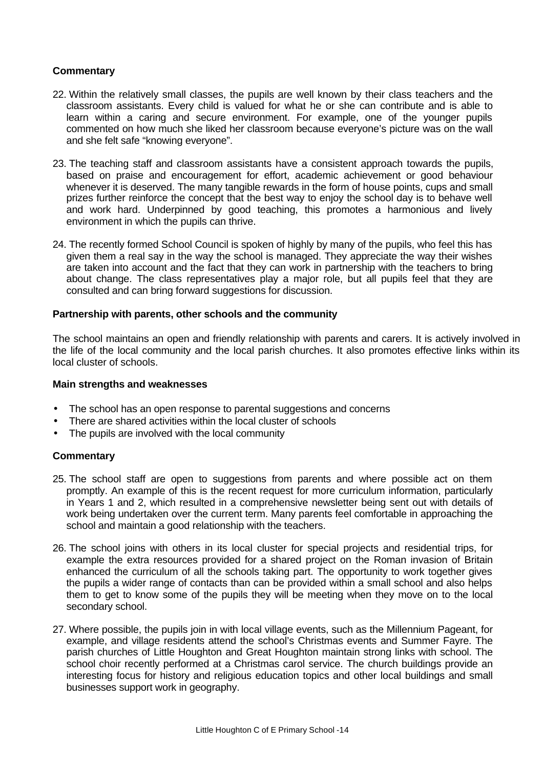**Commentary**

22. Within the relatively small classes, the pupils are well known by their class teachers and the classroom assistants. Every child is valued for what he or she can contribute and is able to learn within a caring and secure environment. For example, one of the younger pupils commented on how much she liked her classroom because everyone's picture was on the wall and she felt safe "knowing everyone".

23. The teaching staff and classroom assistants have a consistent approach towards the pupils, based on praise and encouragement for effort, academic achievement or good behaviour whenever it is deserved. The many tangible rewards in the form of house points, cups and small prizes further reinforce the concept that the best way to enjoy the school day is to behave well and work hard. Underpinned by good teaching, this promotes a harmonious and lively environment in which the pupils can thrive.

24. The recently formed School Council is spoken of highly by many of the pupils, who feel this has given them a real say in the way the school is managed. They appreciate the way their wishes are taken into account and the fact that they can work in partnership with the teachers to bring about change. The class representatives play a major role, but all pupils feel that they are consulted and can bring forward suggestions for discussion.

**Partnership with parents, other schools and the community**

The school maintains an open and friendly relationship with parents and carers. It is actively involved in the life of the local community and the local parish churches. It also promotes effective links within its local cluster of schools.

**Main strengths and weaknesses**

- The school has an open response to parental suggestions and concerns
- There are shared activities within the local cluster of schools
- The pupils are involved with the local community

**Commentary**

25. The school staff are open to suggestions from parents and where possible act on them promptly. An example of this is the recent request for more curriculum information, particularly in Years 1 and 2, which resulted in a comprehensive newsletter being sent out with details of work being undertaken over the current term. Many parents feel comfortable in approaching the school and maintain a good relationship with the teachers.

26. The school joins with others in its local cluster for special projects and residential trips, for example the extra resources provided for a shared project on the Roman invasion of Britain enhanced the curriculum of all the schools taking part. The opportunity to work together gives the pupils a wider range of contacts than can be provided within a small school and also helps them to get to know some of the pupils they will be meeting when they move on to the local secondary school.

27. Where possible, the pupils join in with local village events, such as the Millennium Pageant, for example, and village residents attend the school's Christmas events and Summer Fayre. The parish churches of Little Houghton and Great Houghton maintain strong links with school. The school choir recently performed at a Christmas carol service. The church buildings provide an interesting focus for history and religious education topics and other local buildings and small businesses support work in geography.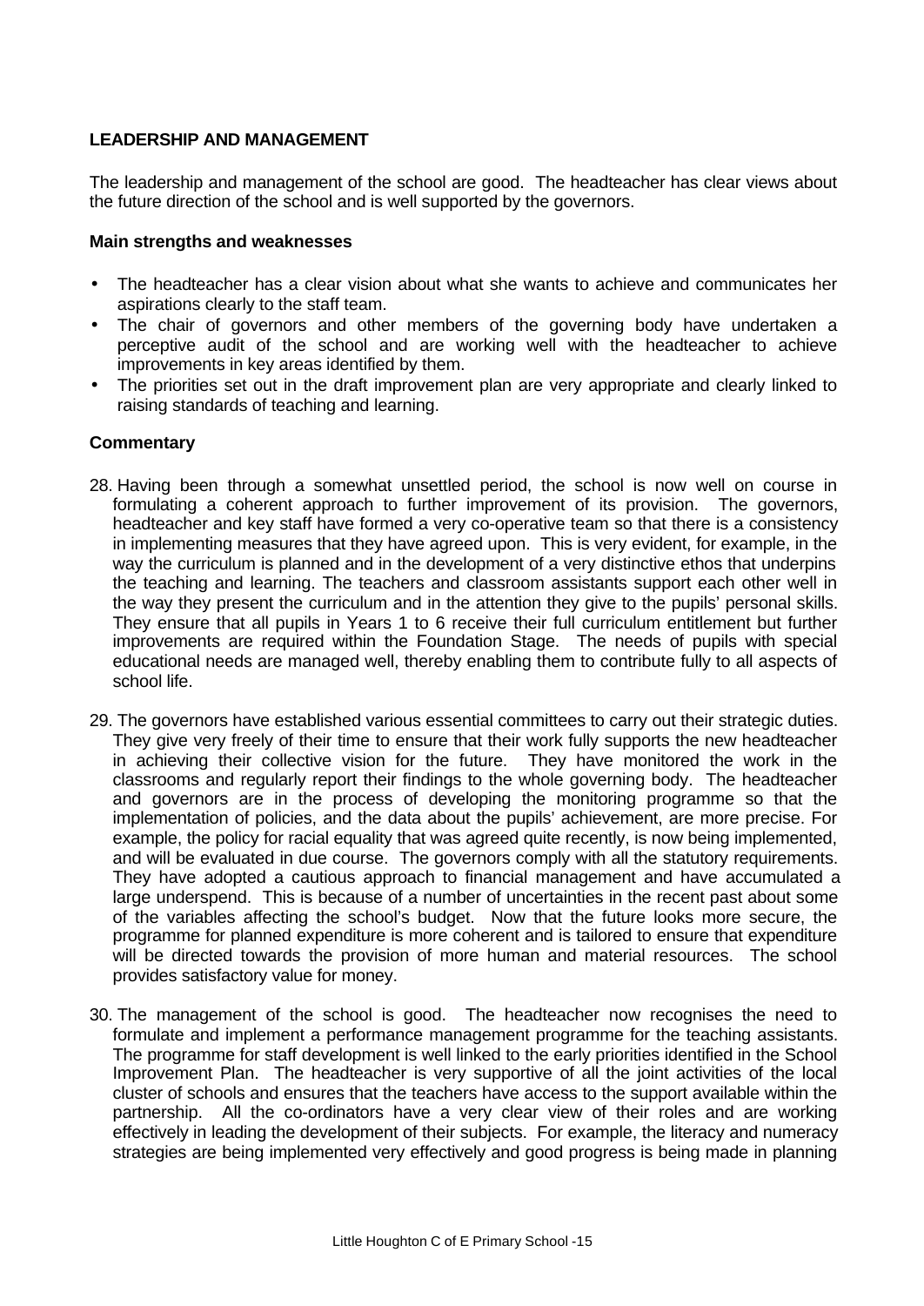## LEADERSHIP AND MANAGEMENT

The leadership and management of the school are good. The headteacher has clear views about the future direction of the school and is well supported by the governors.

### Main strengths and weaknesses

- The headteacher has a clear vision about what she wants to achieve and communicates her aspirations clearly to the staff team.
- The chair of governors and other members of the governing body have undertaken a perceptive audit of the school and are working well with the headteacher to achieve improvements in key areas identified by them.
- The priorities set out in the draft improvement plan are very appropriate and clearly linked to raising standards of teaching and learning.

### Commentary

28. Having been through a somewhat unsettled period, the school is now well on course in formulating a coherent approach to further improvement of its provision. The governors, headteacher and key staff have formed a very co-operative team so that there is a consistency in implementing measures that they have agreed upon. This is very evident, for example, in the way the curriculum is planned and in the development of a very distinctive ethos that underpins the teaching and learning. The teachers and classroom assistants support each other well in the way they present the curriculum and in the attention they give to the pupils' personal skills. They ensure that all pupils in Years 1 to 6 receive their full curriculum entitlement but further improvements are required within the Foundation Stage. The needs of pupils with special educational needs are managed well, thereby enabling them to contribute fully to all aspects of school life.

29. The governors have established various essential committees to carry out their strategic duties. They give very freely of their time to ensure that their work fully supports the new headteacher in achieving their collective vision for the future. They have monitored the work in the classrooms and regularly report their findings to the whole governing body. The headteacher and governors are in the process of developing the monitoring programme so that the implementation of policies, and the data about the pupils' achievement, are more precise. For example, the policy for racial equality that was agreed quite recently, is now being implemented, and will be evaluated in due course. The governors comply with all the statutory requirements. They have adopted a cautious approach to financial management and have accumulated a large underspend. This is because of a number of uncertainties in the recent past about some of the variables affecting the school's budget. Now that the future looks more secure, the programme for planned expenditure is more coherent and is tailored to ensure that expenditure will be directed towards the provision of more human and material resources. The school provides satisfactory value for money.

30. The management of the school is good. The headteacher now recognises the need to formulate and implement a performance management programme for the teaching assistants. The programme for staff development is well linked to the early priorities identified in the School Improvement Plan. The headteacher is very supportive of all the joint activities of the local cluster of schools and ensures that the teachers have access to the support available within the partnership. All the co-ordinators have a very clear view of their roles and are working effectively in leading the development of their subjects. For example, the literacy and numeracy strategies are being implemented very effectively and good progress is being made in planning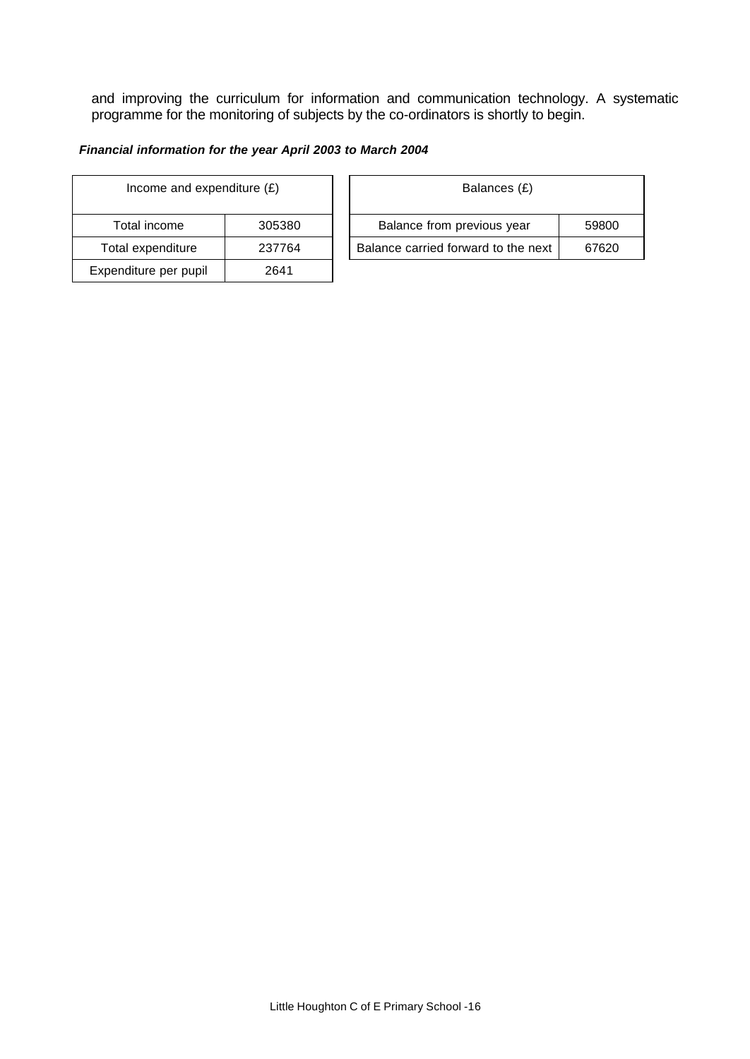and improving the curriculum for information and communication technology. A systematic programme for the monitoring of subjects by the co-ordinators is shortly to begin.

***Financial information for the year April 2003 to March 2004***

| Income and expenditure (£) | |
|---|---|
| Total income | 305380 |
| Total expenditure | 237764 |
| Expenditure per pupil | 2641 |

| Balances (£) | |
|---|---|
| Balance from previous year | 59800 |
| Balance carried forward to the next | 67620 |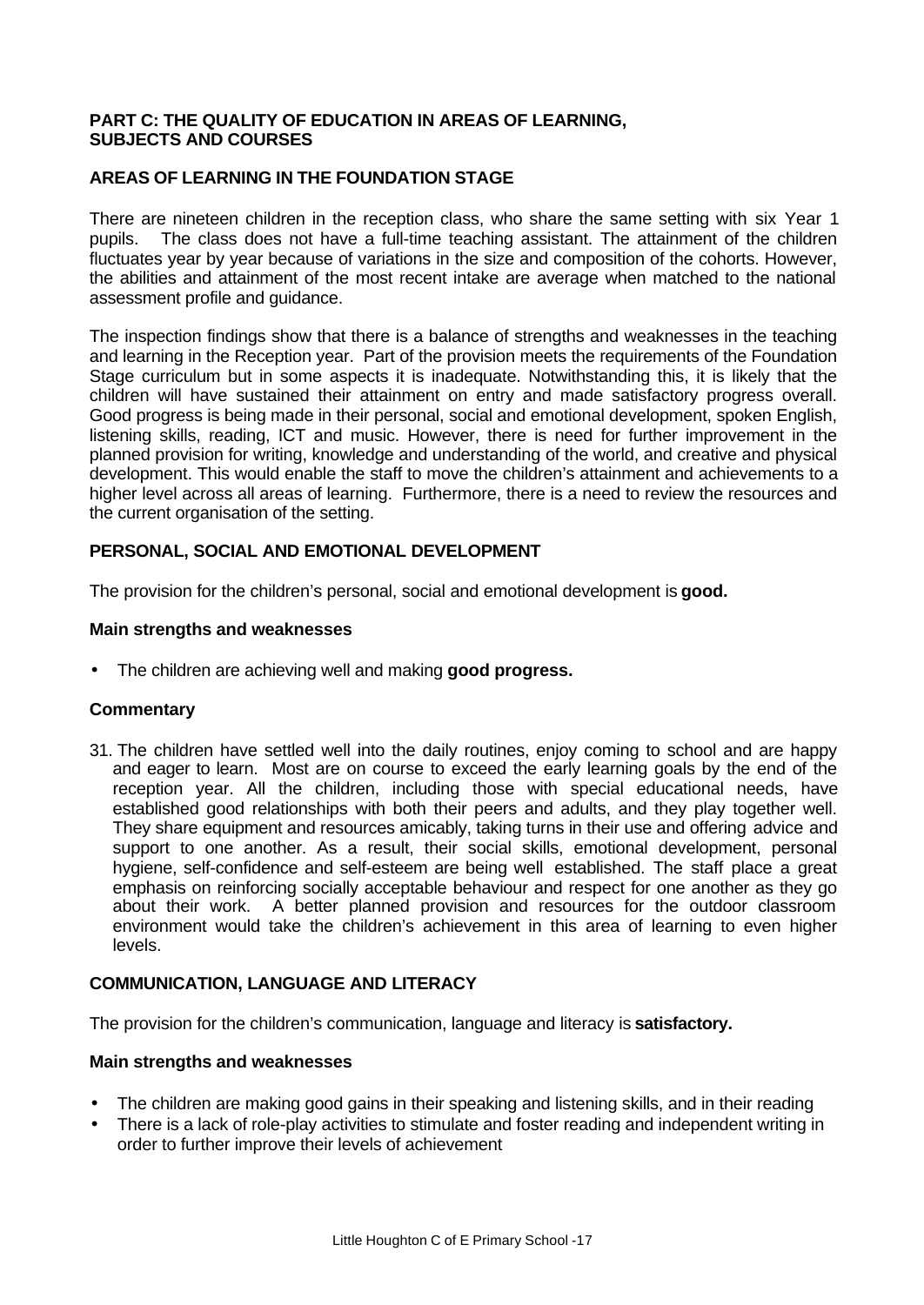**PART C: THE QUALITY OF EDUCATION IN AREAS OF LEARNING, SUBJECTS AND COURSES**

**AREAS OF LEARNING IN THE FOUNDATION STAGE**

There are nineteen children in the reception class, who share the same setting with six Year 1 pupils. The class does not have a full-time teaching assistant. The attainment of the children fluctuates year by year because of variations in the size and composition of the cohorts. However, the abilities and attainment of the most recent intake are average when matched to the national assessment profile and guidance.

The inspection findings show that there is a balance of strengths and weaknesses in the teaching and learning in the Reception year. Part of the provision meets the requirements of the Foundation Stage curriculum but in some aspects it is inadequate. Notwithstanding this, it is likely that the children will have sustained their attainment on entry and made satisfactory progress overall. Good progress is being made in their personal, social and emotional development, spoken English, listening skills, reading, ICT and music. However, there is need for further improvement in the planned provision for writing, knowledge and understanding of the world, and creative and physical development. This would enable the staff to move the children's attainment and achievements to a higher level across all areas of learning. Furthermore, there is a need to review the resources and the current organisation of the setting.

**PERSONAL, SOCIAL AND EMOTIONAL DEVELOPMENT**

The provision for the children's personal, social and emotional development is **good.**

**Main strengths and weaknesses**

- The children are achieving well and making **good progress.**

**Commentary**

31. The children have settled well into the daily routines, enjoy coming to school and are happy and eager to learn. Most are on course to exceed the early learning goals by the end of the reception year. All the children, including those with special educational needs, have established good relationships with both their peers and adults, and they play together well. They share equipment and resources amicably, taking turns in their use and offering advice and support to one another. As a result, their social skills, emotional development, personal hygiene, self-confidence and self-esteem are being well established. The staff place a great emphasis on reinforcing socially acceptable behaviour and respect for one another as they go about their work. A better planned provision and resources for the outdoor classroom environment would take the children's achievement in this area of learning to even higher levels.

**COMMUNICATION, LANGUAGE AND LITERACY**

The provision for the children's communication, language and literacy is **satisfactory.**

**Main strengths and weaknesses**

- The children are making good gains in their speaking and listening skills, and in their reading
- There is a lack of role-play activities to stimulate and foster reading and independent writing in order to further improve their levels of achievement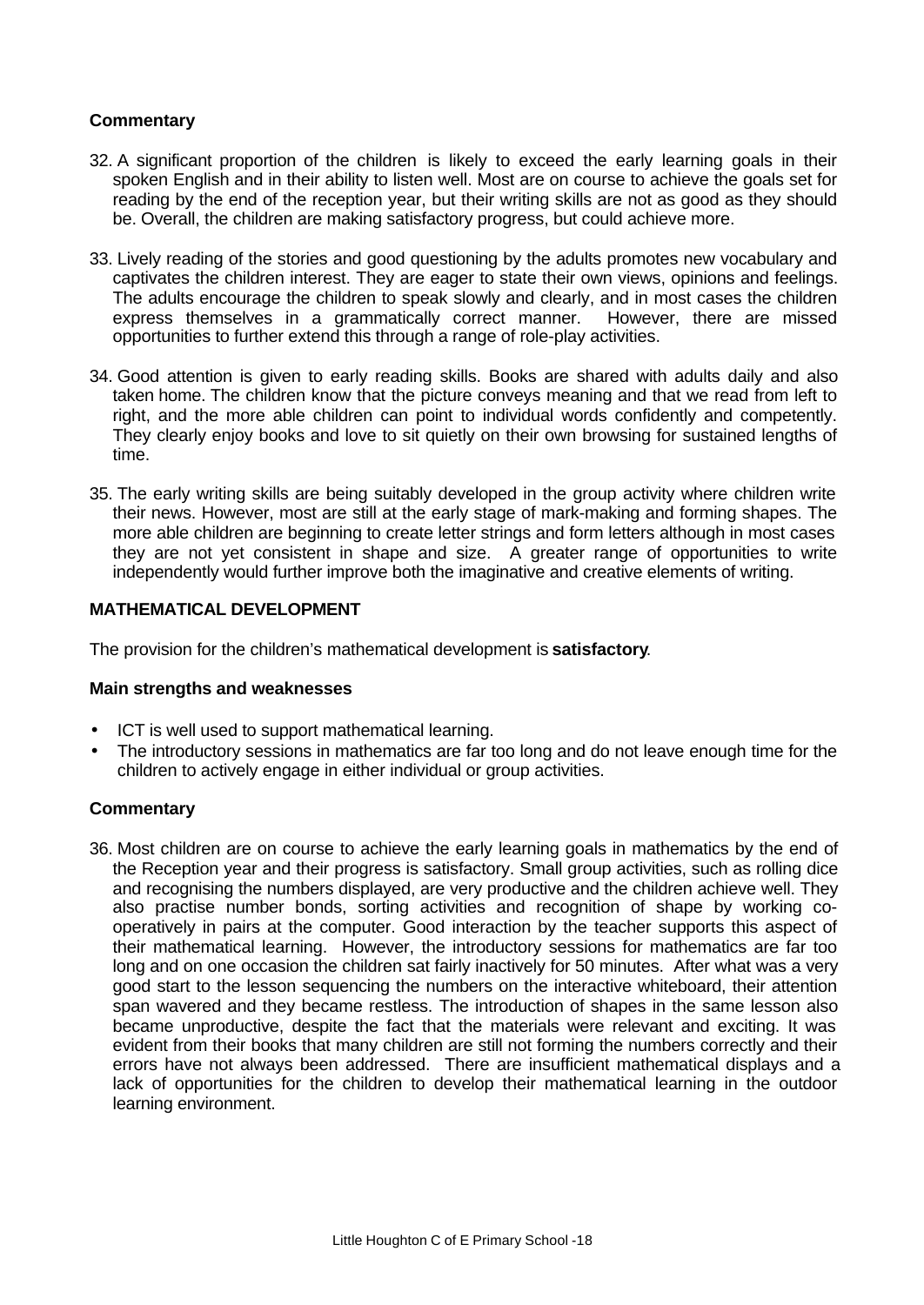**Commentary**

32. A significant proportion of the children is likely to exceed the early learning goals in their spoken English and in their ability to listen well. Most are on course to achieve the goals set for reading by the end of the reception year, but their writing skills are not as good as they should be. Overall, the children are making satisfactory progress, but could achieve more.

33. Lively reading of the stories and good questioning by the adults promotes new vocabulary and captivates the children interest. They are eager to state their own views, opinions and feelings. The adults encourage the children to speak slowly and clearly, and in most cases the children express themselves in a grammatically correct manner. However, there are missed opportunities to further extend this through a range of role-play activities.

34. Good attention is given to early reading skills. Books are shared with adults daily and also taken home. The children know that the picture conveys meaning and that we read from left to right, and the more able children can point to individual words confidently and competently. They clearly enjoy books and love to sit quietly on their own browsing for sustained lengths of time.

35. The early writing skills are being suitably developed in the group activity where children write their news. However, most are still at the early stage of mark-making and forming shapes. The more able children are beginning to create letter strings and form letters although in most cases they are not yet consistent in shape and size. A greater range of opportunities to write independently would further improve both the imaginative and creative elements of writing.

**MATHEMATICAL DEVELOPMENT**

The provision for the children's mathematical development is **satisfactory**.

**Main strengths and weaknesses**

- ICT is well used to support mathematical learning.
- The introductory sessions in mathematics are far too long and do not leave enough time for the children to actively engage in either individual or group activities.

**Commentary**

36. Most children are on course to achieve the early learning goals in mathematics by the end of the Reception year and their progress is satisfactory. Small group activities, such as rolling dice and recognising the numbers displayed, are very productive and the children achieve well. They also practise number bonds, sorting activities and recognition of shape by working co-operatively in pairs at the computer. Good interaction by the teacher supports this aspect of their mathematical learning. However, the introductory sessions for mathematics are far too long and on one occasion the children sat fairly inactively for 50 minutes. After what was a very good start to the lesson sequencing the numbers on the interactive whiteboard, their attention span wavered and they became restless. The introduction of shapes in the same lesson also became unproductive, despite the fact that the materials were relevant and exciting. It was evident from their books that many children are still not forming the numbers correctly and their errors have not always been addressed. There are insufficient mathematical displays and a lack of opportunities for the children to develop their mathematical learning in the outdoor learning environment.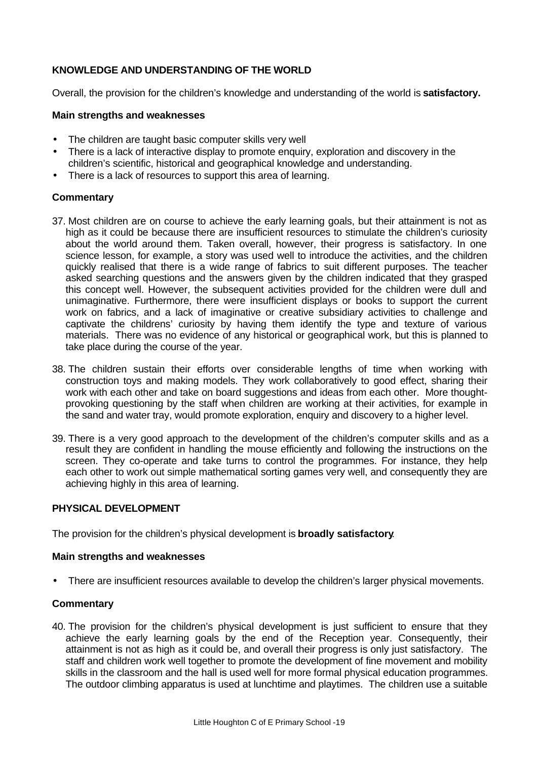### KNOWLEDGE AND UNDERSTANDING OF THE WORLD

Overall, the provision for the children's knowledge and understanding of the world is **satisfactory.**

#### Main strengths and weaknesses

- The children are taught basic computer skills very well
- There is a lack of interactive display to promote enquiry, exploration and discovery in the children's scientific, historical and geographical knowledge and understanding.
- There is a lack of resources to support this area of learning.

#### Commentary

37. Most children are on course to achieve the early learning goals, but their attainment is not as high as it could be because there are insufficient resources to stimulate the children's curiosity about the world around them. Taken overall, however, their progress is satisfactory. In one science lesson, for example, a story was used well to introduce the activities, and the children quickly realised that there is a wide range of fabrics to suit different purposes. The teacher asked searching questions and the answers given by the children indicated that they grasped this concept well. However, the subsequent activities provided for the children were dull and unimaginative. Furthermore, there were insufficient displays or books to support the current work on fabrics, and a lack of imaginative or creative subsidiary activities to challenge and captivate the childrens' curiosity by having them identify the type and texture of various materials. There was no evidence of any historical or geographical work, but this is planned to take place during the course of the year.

38. The children sustain their efforts over considerable lengths of time when working with construction toys and making models. They work collaboratively to good effect, sharing their work with each other and take on board suggestions and ideas from each other. More thought-provoking questioning by the staff when children are working at their activities, for example in the sand and water tray, would promote exploration, enquiry and discovery to a higher level.

39. There is a very good approach to the development of the children's computer skills and as a result they are confident in handling the mouse efficiently and following the instructions on the screen. They co-operate and take turns to control the programmes. For instance, they help each other to work out simple mathematical sorting games very well, and consequently they are achieving highly in this area of learning.

### PHYSICAL DEVELOPMENT

The provision for the children's physical development is **broadly satisfactory**.

#### Main strengths and weaknesses

- There are insufficient resources available to develop the children's larger physical movements.

#### Commentary

40. The provision for the children's physical development is just sufficient to ensure that they achieve the early learning goals by the end of the Reception year. Consequently, their attainment is not as high as it could be, and overall their progress is only just satisfactory. The staff and children work well together to promote the development of fine movement and mobility skills in the classroom and the hall is used well for more formal physical education programmes. The outdoor climbing apparatus is used at lunchtime and playtimes. The children use a suitable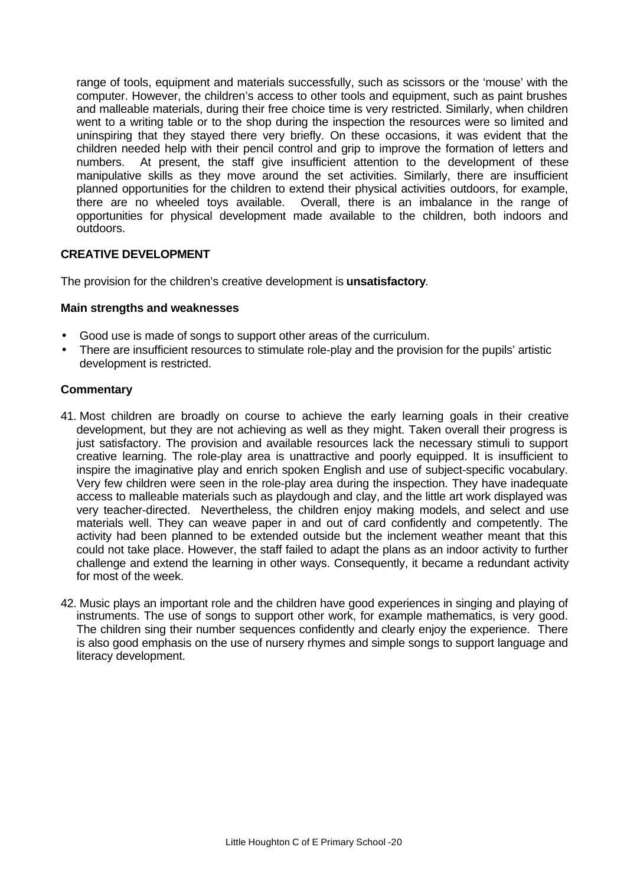range of tools, equipment and materials successfully, such as scissors or the 'mouse' with the computer. However, the children's access to other tools and equipment, such as paint brushes and malleable materials, during their free choice time is very restricted. Similarly, when children went to a writing table or to the shop during the inspection the resources were so limited and uninspiring that they stayed there very briefly. On these occasions, it was evident that the children needed help with their pencil control and grip to improve the formation of letters and numbers. At present, the staff give insufficient attention to the development of these manipulative skills as they move around the set activities. Similarly, there are insufficient planned opportunities for the children to extend their physical activities outdoors, for example, there are no wheeled toys available. Overall, there is an imbalance in the range of opportunities for physical development made available to the children, both indoors and outdoors.

### CREATIVE DEVELOPMENT

The provision for the children's creative development is **unsatisfactory**.

**Main strengths and weaknesses**

- Good use is made of songs to support other areas of the curriculum.
- There are insufficient resources to stimulate role-play and the provision for the pupils' artistic development is restricted.

**Commentary**

41. Most children are broadly on course to achieve the early learning goals in their creative development, but they are not achieving as well as they might. Taken overall their progress is just satisfactory. The provision and available resources lack the necessary stimuli to support creative learning. The role-play area is unattractive and poorly equipped. It is insufficient to inspire the imaginative play and enrich spoken English and use of subject-specific vocabulary. Very few children were seen in the role-play area during the inspection. They have inadequate access to malleable materials such as playdough and clay, and the little art work displayed was very teacher-directed. Nevertheless, the children enjoy making models, and select and use materials well. They can weave paper in and out of card confidently and competently. The activity had been planned to be extended outside but the inclement weather meant that this could not take place. However, the staff failed to adapt the plans as an indoor activity to further challenge and extend the learning in other ways. Consequently, it became a redundant activity for most of the week.

42. Music plays an important role and the children have good experiences in singing and playing of instruments. The use of songs to support other work, for example mathematics, is very good. The children sing their number sequences confidently and clearly enjoy the experience. There is also good emphasis on the use of nursery rhymes and simple songs to support language and literacy development.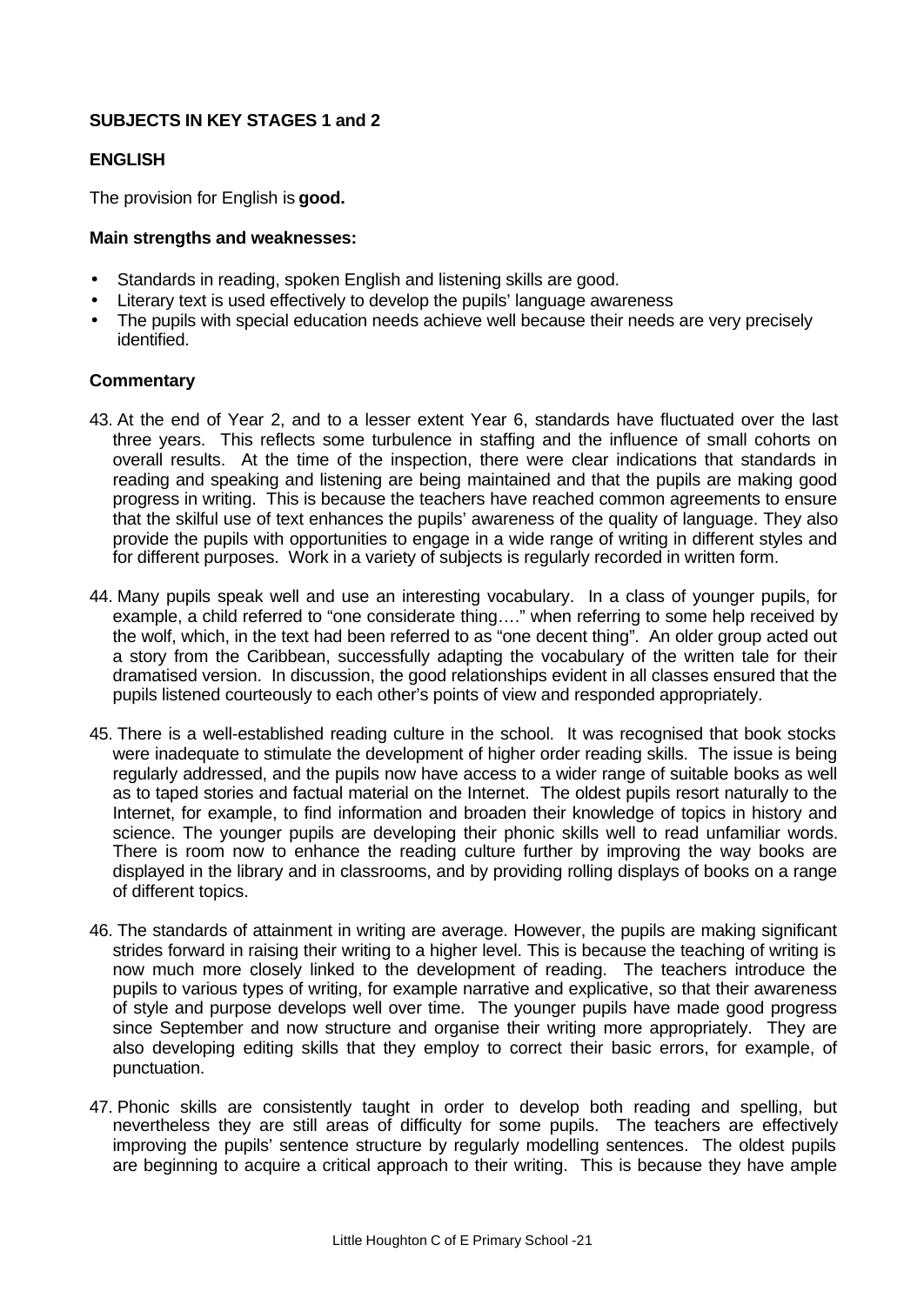**SUBJECTS IN KEY STAGES 1 and 2**

**ENGLISH**

The provision for English is **good.**

**Main strengths and weaknesses:**

- Standards in reading, spoken English and listening skills are good.
- Literary text is used effectively to develop the pupils' language awareness
- The pupils with special education needs achieve well because their needs are very precisely identified.

**Commentary**

43. At the end of Year 2, and to a lesser extent Year 6, standards have fluctuated over the last three years. This reflects some turbulence in staffing and the influence of small cohorts on overall results. At the time of the inspection, there were clear indications that standards in reading and speaking and listening are being maintained and that the pupils are making good progress in writing. This is because the teachers have reached common agreements to ensure that the skilful use of text enhances the pupils' awareness of the quality of language. They also provide the pupils with opportunities to engage in a wide range of writing in different styles and for different purposes. Work in a variety of subjects is regularly recorded in written form.

44. Many pupils speak well and use an interesting vocabulary. In a class of younger pupils, for example, a child referred to "one considerate thing…." when referring to some help received by the wolf, which, in the text had been referred to as "one decent thing". An older group acted out a story from the Caribbean, successfully adapting the vocabulary of the written tale for their dramatised version. In discussion, the good relationships evident in all classes ensured that the pupils listened courteously to each other's points of view and responded appropriately.

45. There is a well-established reading culture in the school. It was recognised that book stocks were inadequate to stimulate the development of higher order reading skills. The issue is being regularly addressed, and the pupils now have access to a wider range of suitable books as well as to taped stories and factual material on the Internet. The oldest pupils resort naturally to the Internet, for example, to find information and broaden their knowledge of topics in history and science. The younger pupils are developing their phonic skills well to read unfamiliar words. There is room now to enhance the reading culture further by improving the way books are displayed in the library and in classrooms, and by providing rolling displays of books on a range of different topics.

46. The standards of attainment in writing are average. However, the pupils are making significant strides forward in raising their writing to a higher level. This is because the teaching of writing is now much more closely linked to the development of reading. The teachers introduce the pupils to various types of writing, for example narrative and explicative, so that their awareness of style and purpose develops well over time. The younger pupils have made good progress since September and now structure and organise their writing more appropriately. They are also developing editing skills that they employ to correct their basic errors, for example, of punctuation.

47. Phonic skills are consistently taught in order to develop both reading and spelling, but nevertheless they are still areas of difficulty for some pupils. The teachers are effectively improving the pupils' sentence structure by regularly modelling sentences. The oldest pupils are beginning to acquire a critical approach to their writing. This is because they have ample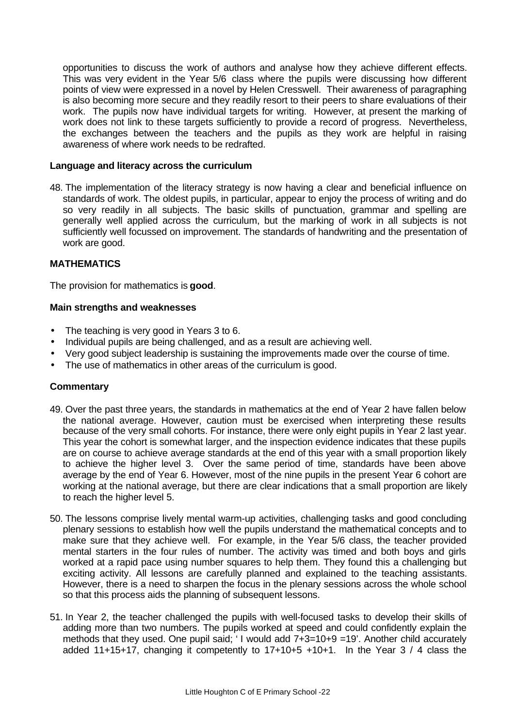opportunities to discuss the work of authors and analyse how they achieve different effects. This was very evident in the Year 5/6 class where the pupils were discussing how different points of view were expressed in a novel by Helen Cresswell. Their awareness of paragraphing is also becoming more secure and they readily resort to their peers to share evaluations of their work. The pupils now have individual targets for writing. However, at present the marking of work does not link to these targets sufficiently to provide a record of progress. Nevertheless, the exchanges between the teachers and the pupils as they work are helpful in raising awareness of where work needs to be redrafted.

**Language and literacy across the curriculum**

48. The implementation of the literacy strategy is now having a clear and beneficial influence on standards of work. The oldest pupils, in particular, appear to enjoy the process of writing and do so very readily in all subjects. The basic skills of punctuation, grammar and spelling are generally well applied across the curriculum, but the marking of work in all subjects is not sufficiently well focussed on improvement. The standards of handwriting and the presentation of work are good.

## MATHEMATICS

The provision for mathematics is **good**.

**Main strengths and weaknesses**

- The teaching is very good in Years 3 to 6.
- Individual pupils are being challenged, and as a result are achieving well.
- Very good subject leadership is sustaining the improvements made over the course of time.
- The use of mathematics in other areas of the curriculum is good.

**Commentary**

49. Over the past three years, the standards in mathematics at the end of Year 2 have fallen below the national average. However, caution must be exercised when interpreting these results because of the very small cohorts. For instance, there were only eight pupils in Year 2 last year. This year the cohort is somewhat larger, and the inspection evidence indicates that these pupils are on course to achieve average standards at the end of this year with a small proportion likely to achieve the higher level 3. Over the same period of time, standards have been above average by the end of Year 6. However, most of the nine pupils in the present Year 6 cohort are working at the national average, but there are clear indications that a small proportion are likely to reach the higher level 5.

50. The lessons comprise lively mental warm-up activities, challenging tasks and good concluding plenary sessions to establish how well the pupils understand the mathematical concepts and to make sure that they achieve well. For example, in the Year 5/6 class, the teacher provided mental starters in the four rules of number. The activity was timed and both boys and girls worked at a rapid pace using number squares to help them. They found this a challenging but exciting activity. All lessons are carefully planned and explained to the teaching assistants. However, there is a need to sharpen the focus in the plenary sessions across the whole school so that this process aids the planning of subsequent lessons.

51. In Year 2, the teacher challenged the pupils with well-focused tasks to develop their skills of adding more than two numbers. The pupils worked at speed and could confidently explain the methods that they used. One pupil said; ' I would add 7+3=10+9 =19'. Another child accurately added 11+15+17, changing it competently to 17+10+5 +10+1. In the Year 3 / 4 class the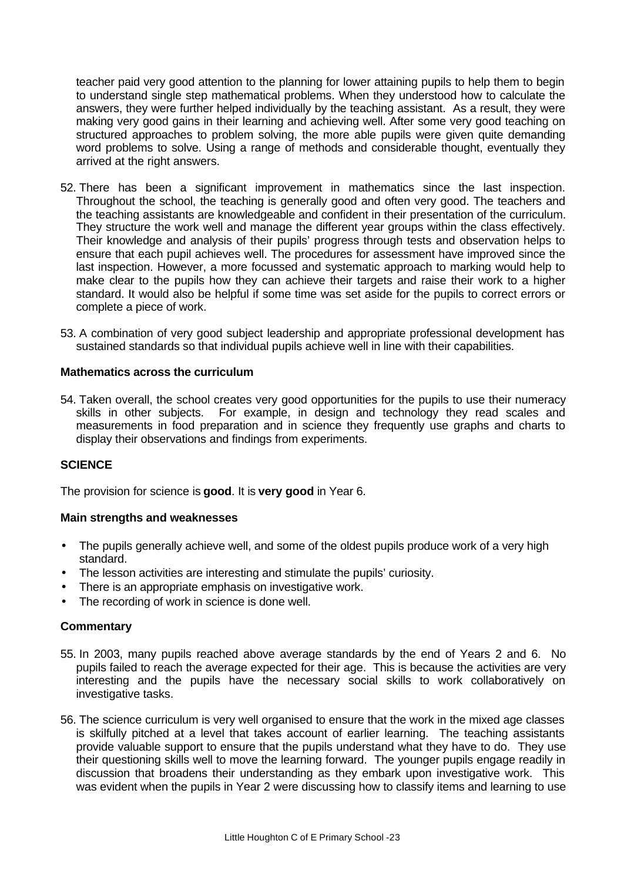teacher paid very good attention to the planning for lower attaining pupils to help them to begin to understand single step mathematical problems. When they understood how to calculate the answers, they were further helped individually by the teaching assistant. As a result, they were making very good gains in their learning and achieving well. After some very good teaching on structured approaches to problem solving, the more able pupils were given quite demanding word problems to solve. Using a range of methods and considerable thought, eventually they arrived at the right answers.

52. There has been a significant improvement in mathematics since the last inspection. Throughout the school, the teaching is generally good and often very good. The teachers and the teaching assistants are knowledgeable and confident in their presentation of the curriculum. They structure the work well and manage the different year groups within the class effectively. Their knowledge and analysis of their pupils' progress through tests and observation helps to ensure that each pupil achieves well. The procedures for assessment have improved since the last inspection. However, a more focussed and systematic approach to marking would help to make clear to the pupils how they can achieve their targets and raise their work to a higher standard. It would also be helpful if some time was set aside for the pupils to correct errors or complete a piece of work.

53. A combination of very good subject leadership and appropriate professional development has sustained standards so that individual pupils achieve well in line with their capabilities.

### Mathematics across the curriculum

54. Taken overall, the school creates very good opportunities for the pupils to use their numeracy skills in other subjects. For example, in design and technology they read scales and measurements in food preparation and in science they frequently use graphs and charts to display their observations and findings from experiments.

## SCIENCE

The provision for science is **good**. It is **very good** in Year 6.

### Main strengths and weaknesses

- The pupils generally achieve well, and some of the oldest pupils produce work of a very high standard.
- The lesson activities are interesting and stimulate the pupils' curiosity.
- There is an appropriate emphasis on investigative work.
- The recording of work in science is done well.

### Commentary

55. In 2003, many pupils reached above average standards by the end of Years 2 and 6. No pupils failed to reach the average expected for their age. This is because the activities are very interesting and the pupils have the necessary social skills to work collaboratively on investigative tasks.

56. The science curriculum is very well organised to ensure that the work in the mixed age classes is skilfully pitched at a level that takes account of earlier learning. The teaching assistants provide valuable support to ensure that the pupils understand what they have to do. They use their questioning skills well to move the learning forward. The younger pupils engage readily in discussion that broadens their understanding as they embark upon investigative work. This was evident when the pupils in Year 2 were discussing how to classify items and learning to use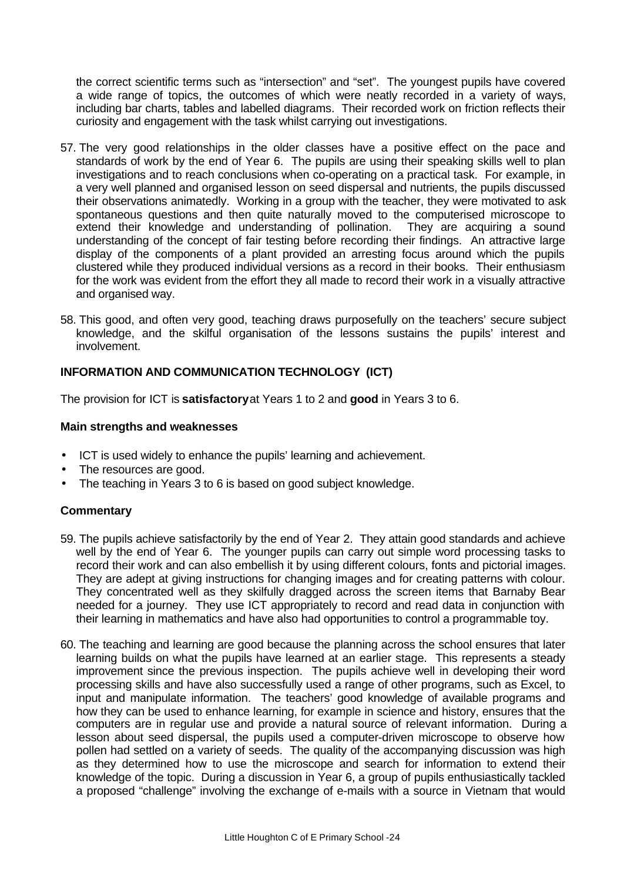the correct scientific terms such as "intersection" and "set". The youngest pupils have covered a wide range of topics, the outcomes of which were neatly recorded in a variety of ways, including bar charts, tables and labelled diagrams. Their recorded work on friction reflects their curiosity and engagement with the task whilst carrying out investigations.

57. The very good relationships in the older classes have a positive effect on the pace and standards of work by the end of Year 6. The pupils are using their speaking skills well to plan investigations and to reach conclusions when co-operating on a practical task. For example, in a very well planned and organised lesson on seed dispersal and nutrients, the pupils discussed their observations animatedly. Working in a group with the teacher, they were motivated to ask spontaneous questions and then quite naturally moved to the computerised microscope to extend their knowledge and understanding of pollination. They are acquiring a sound understanding of the concept of fair testing before recording their findings. An attractive large display of the components of a plant provided an arresting focus around which the pupils clustered while they produced individual versions as a record in their books. Their enthusiasm for the work was evident from the effort they all made to record their work in a visually attractive and organised way.

58. This good, and often very good, teaching draws purposefully on the teachers' secure subject knowledge, and the skilful organisation of the lessons sustains the pupils' interest and involvement.

## INFORMATION AND COMMUNICATION TECHNOLOGY (ICT)

The provision for ICT is **satisfactory** at Years 1 to 2 and **good** in Years 3 to 6.

### Main strengths and weaknesses

- ICT is used widely to enhance the pupils' learning and achievement.
- The resources are good.
- The teaching in Years 3 to 6 is based on good subject knowledge.

### Commentary

59. The pupils achieve satisfactorily by the end of Year 2. They attain good standards and achieve well by the end of Year 6. The younger pupils can carry out simple word processing tasks to record their work and can also embellish it by using different colours, fonts and pictorial images. They are adept at giving instructions for changing images and for creating patterns with colour. They concentrated well as they skilfully dragged across the screen items that Barnaby Bear needed for a journey. They use ICT appropriately to record and read data in conjunction with their learning in mathematics and have also had opportunities to control a programmable toy.

60. The teaching and learning are good because the planning across the school ensures that later learning builds on what the pupils have learned at an earlier stage. This represents a steady improvement since the previous inspection. The pupils achieve well in developing their word processing skills and have also successfully used a range of other programs, such as Excel, to input and manipulate information. The teachers' good knowledge of available programs and how they can be used to enhance learning, for example in science and history, ensures that the computers are in regular use and provide a natural source of relevant information. During a lesson about seed dispersal, the pupils used a computer-driven microscope to observe how pollen had settled on a variety of seeds. The quality of the accompanying discussion was high as they determined how to use the microscope and search for information to extend their knowledge of the topic. During a discussion in Year 6, a group of pupils enthusiastically tackled a proposed "challenge" involving the exchange of e-mails with a source in Vietnam that would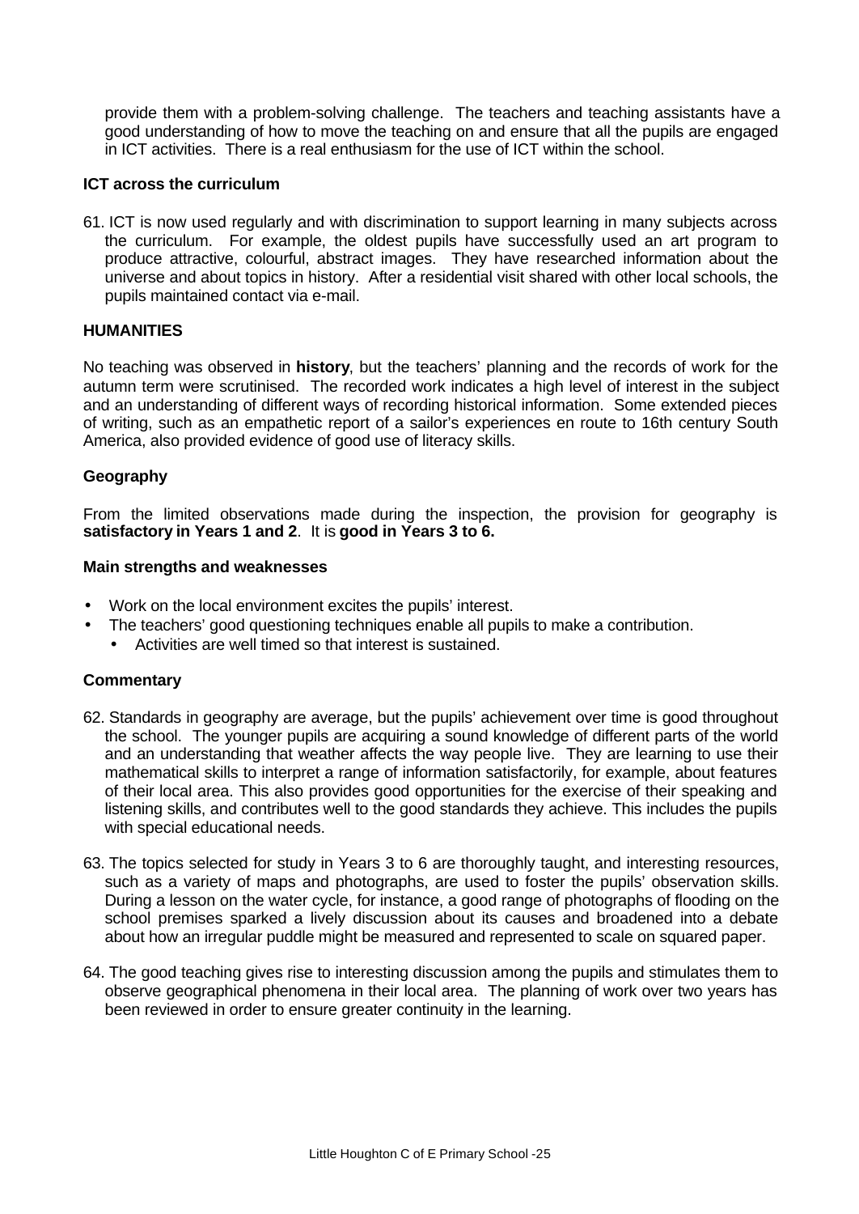provide them with a problem-solving challenge. The teachers and teaching assistants have a good understanding of how to move the teaching on and ensure that all the pupils are engaged in ICT activities. There is a real enthusiasm for the use of ICT within the school.

**ICT across the curriculum**

61. ICT is now used regularly and with discrimination to support learning in many subjects across the curriculum. For example, the oldest pupils have successfully used an art program to produce attractive, colourful, abstract images. They have researched information about the universe and about topics in history. After a residential visit shared with other local schools, the pupils maintained contact via e-mail.

## HUMANITIES

No teaching was observed in **history**, but the teachers' planning and the records of work for the autumn term were scrutinised. The recorded work indicates a high level of interest in the subject and an understanding of different ways of recording historical information. Some extended pieces of writing, such as an empathetic report of a sailor's experiences en route to 16th century South America, also provided evidence of good use of literacy skills.

### Geography

From the limited observations made during the inspection, the provision for geography is **satisfactory in Years 1 and 2**. It is **good in Years 3 to 6.**

**Main strengths and weaknesses**

- Work on the local environment excites the pupils' interest.
- The teachers' good questioning techniques enable all pupils to make a contribution.
  - Activities are well timed so that interest is sustained.

**Commentary**

62. Standards in geography are average, but the pupils' achievement over time is good throughout the school. The younger pupils are acquiring a sound knowledge of different parts of the world and an understanding that weather affects the way people live. They are learning to use their mathematical skills to interpret a range of information satisfactorily, for example, about features of their local area. This also provides good opportunities for the exercise of their speaking and listening skills, and contributes well to the good standards they achieve. This includes the pupils with special educational needs.

63. The topics selected for study in Years 3 to 6 are thoroughly taught, and interesting resources, such as a variety of maps and photographs, are used to foster the pupils' observation skills. During a lesson on the water cycle, for instance, a good range of photographs of flooding on the school premises sparked a lively discussion about its causes and broadened into a debate about how an irregular puddle might be measured and represented to scale on squared paper.

64. The good teaching gives rise to interesting discussion among the pupils and stimulates them to observe geographical phenomena in their local area. The planning of work over two years has been reviewed in order to ensure greater continuity in the learning.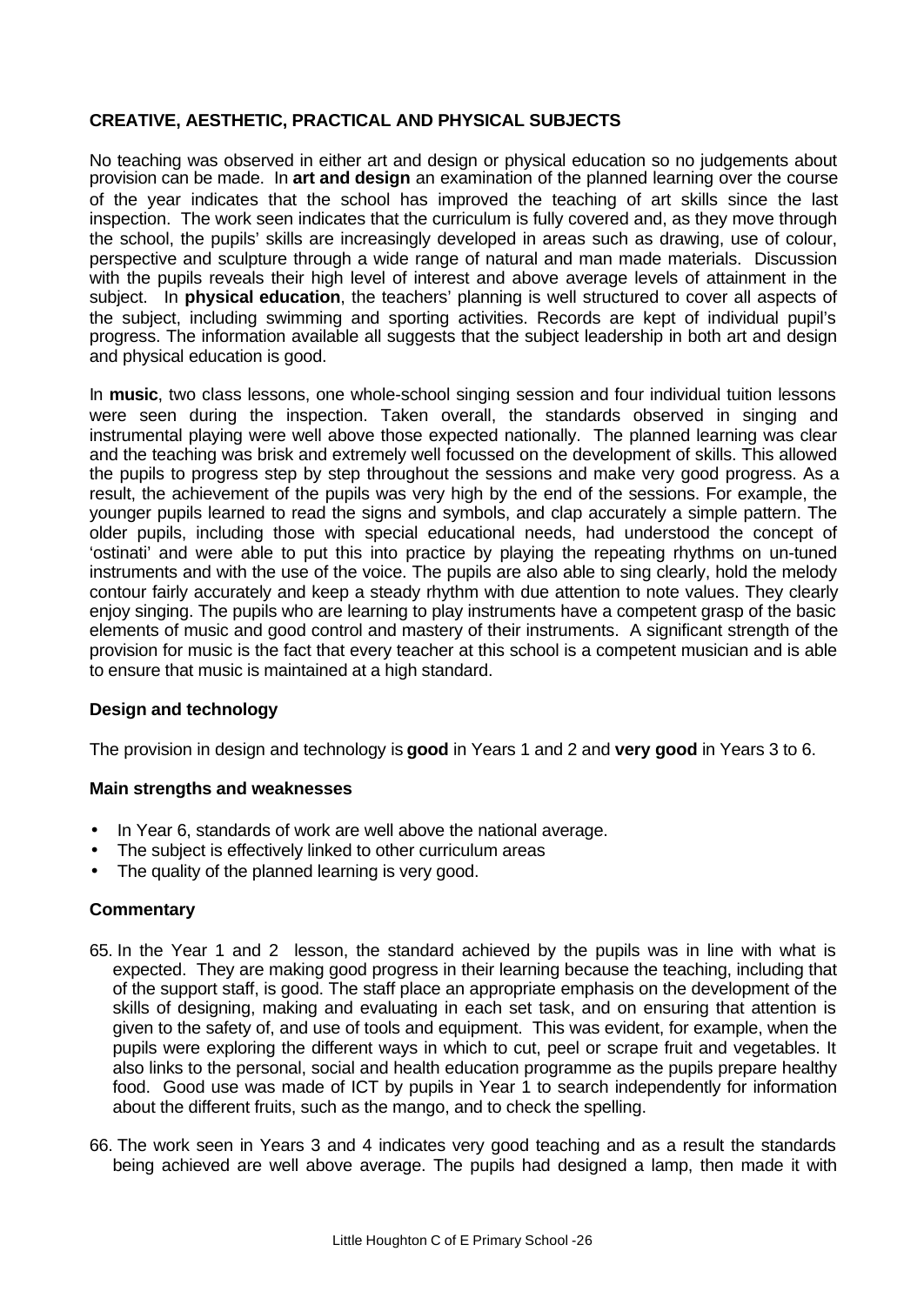## CREATIVE, AESTHETIC, PRACTICAL AND PHYSICAL SUBJECTS

No teaching was observed in either art and design or physical education so no judgements about provision can be made. In **art and design** an examination of the planned learning over the course of the year indicates that the school has improved the teaching of art skills since the last inspection. The work seen indicates that the curriculum is fully covered and, as they move through the school, the pupils' skills are increasingly developed in areas such as drawing, use of colour, perspective and sculpture through a wide range of natural and man made materials. Discussion with the pupils reveals their high level of interest and above average levels of attainment in the subject. In **physical education**, the teachers' planning is well structured to cover all aspects of the subject, including swimming and sporting activities. Records are kept of individual pupil's progress. The information available all suggests that the subject leadership in both art and design and physical education is good.

In **music**, two class lessons, one whole-school singing session and four individual tuition lessons were seen during the inspection. Taken overall, the standards observed in singing and instrumental playing were well above those expected nationally. The planned learning was clear and the teaching was brisk and extremely well focussed on the development of skills. This allowed the pupils to progress step by step throughout the sessions and make very good progress. As a result, the achievement of the pupils was very high by the end of the sessions. For example, the younger pupils learned to read the signs and symbols, and clap accurately a simple pattern. The older pupils, including those with special educational needs, had understood the concept of 'ostinati' and were able to put this into practice by playing the repeating rhythms on un-tuned instruments and with the use of the voice. The pupils are also able to sing clearly, hold the melody contour fairly accurately and keep a steady rhythm with due attention to note values. They clearly enjoy singing. The pupils who are learning to play instruments have a competent grasp of the basic elements of music and good control and mastery of their instruments. A significant strength of the provision for music is the fact that every teacher at this school is a competent musician and is able to ensure that music is maintained at a high standard.

### Design and technology

The provision in design and technology is **good** in Years 1 and 2 and **very good** in Years 3 to 6.

#### Main strengths and weaknesses

- In Year 6, standards of work are well above the national average.
- The subject is effectively linked to other curriculum areas
- The quality of the planned learning is very good.

#### Commentary

65. In the Year 1 and 2 lesson, the standard achieved by the pupils was in line with what is expected. They are making good progress in their learning because the teaching, including that of the support staff, is good. The staff place an appropriate emphasis on the development of the skills of designing, making and evaluating in each set task, and on ensuring that attention is given to the safety of, and use of tools and equipment. This was evident, for example, when the pupils were exploring the different ways in which to cut, peel or scrape fruit and vegetables. It also links to the personal, social and health education programme as the pupils prepare healthy food. Good use was made of ICT by pupils in Year 1 to search independently for information about the different fruits, such as the mango, and to check the spelling.

66. The work seen in Years 3 and 4 indicates very good teaching and as a result the standards being achieved are well above average. The pupils had designed a lamp, then made it with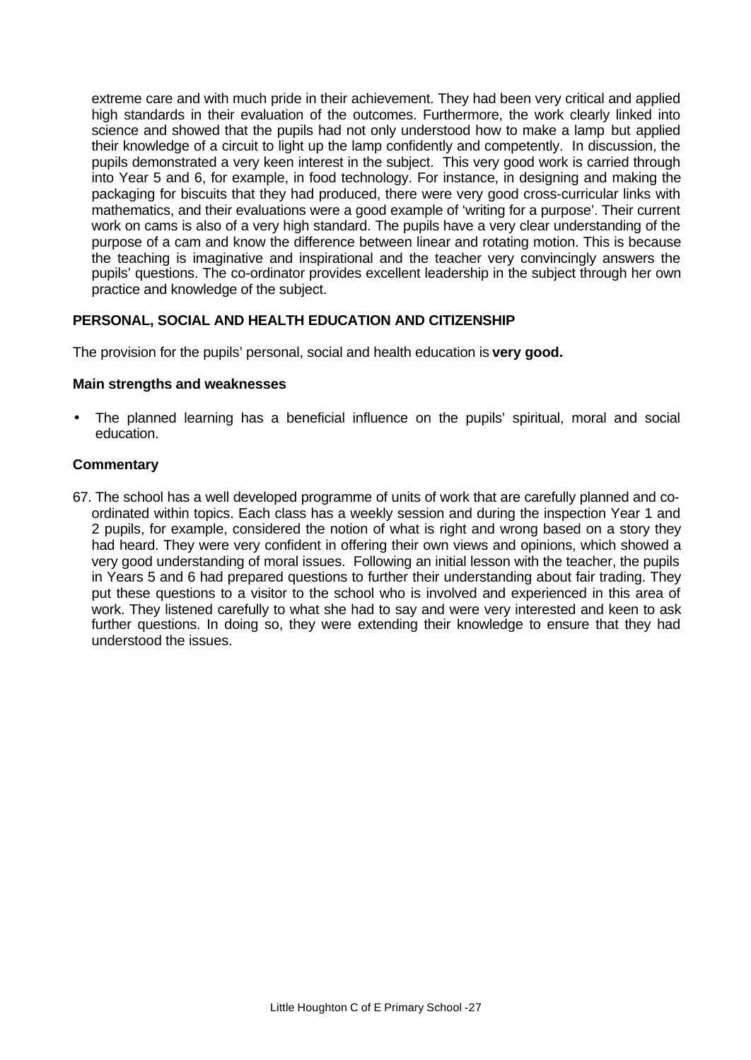extreme care and with much pride in their achievement. They had been very critical and applied high standards in their evaluation of the outcomes. Furthermore, the work clearly linked into science and showed that the pupils had not only understood how to make a lamp but applied their knowledge of a circuit to light up the lamp confidently and competently. In discussion, the pupils demonstrated a very keen interest in the subject. This very good work is carried through into Year 5 and 6, for example, in food technology. For instance, in designing and making the packaging for biscuits that they had produced, there were very good cross-curricular links with mathematics, and their evaluations were a good example of 'writing for a purpose'. Their current work on cams is also of a very high standard. The pupils have a very clear understanding of the purpose of a cam and know the difference between linear and rotating motion. This is because the teaching is imaginative and inspirational and the teacher very convincingly answers the pupils' questions. The co-ordinator provides excellent leadership in the subject through her own practice and knowledge of the subject.

## PERSONAL, SOCIAL AND HEALTH EDUCATION AND CITIZENSHIP

The provision for the pupils' personal, social and health education is **very good.**

### Main strengths and weaknesses

- The planned learning has a beneficial influence on the pupils' spiritual, moral and social education.

### Commentary

67. The school has a well developed programme of units of work that are carefully planned and co-ordinated within topics. Each class has a weekly session and during the inspection Year 1 and 2 pupils, for example, considered the notion of what is right and wrong based on a story they had heard. They were very confident in offering their own views and opinions, which showed a very good understanding of moral issues. Following an initial lesson with the teacher, the pupils in Years 5 and 6 had prepared questions to further their understanding about fair trading. They put these questions to a visitor to the school who is involved and experienced in this area of work. They listened carefully to what she had to say and were very interested and keen to ask further questions. In doing so, they were extending their knowledge to ensure that they had understood the issues.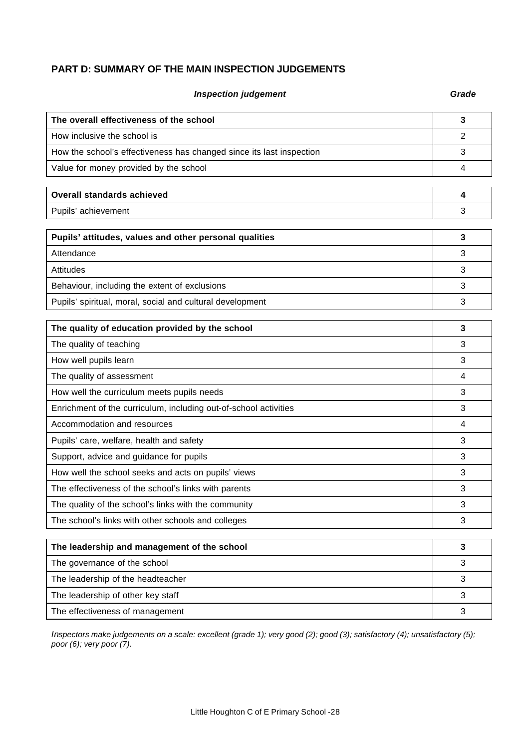## PART D: SUMMARY OF THE MAIN INSPECTION JUDGEMENTS

| ***Inspection judgement*** | ***Grade*** |
|---|---|
| **The overall effectiveness of the school** | **3** |
| How inclusive the school is | 2 |
| How the school's effectiveness has changed since its last inspection | 3 |
| Value for money provided by the school | 4 |
| | |
| **Overall standards achieved** | **4** |
| Pupils' achievement | 3 |
| | |
| **Pupils' attitudes, values and other personal qualities** | **3** |
| Attendance | 3 |
| Attitudes | 3 |
| Behaviour, including the extent of exclusions | 3 |
| Pupils' spiritual, moral, social and cultural development | 3 |
| | |
| **The quality of education provided by the school** | **3** |
| The quality of teaching | 3 |
| How well pupils learn | 3 |
| The quality of assessment | 4 |
| How well the curriculum meets pupils needs | 3 |
| Enrichment of the curriculum, including out-of-school activities | 3 |
| Accommodation and resources | 4 |
| Pupils' care, welfare, health and safety | 3 |
| Support, advice and guidance for pupils | 3 |
| How well the school seeks and acts on pupils' views | 3 |
| The effectiveness of the school's links with parents | 3 |
| The quality of the school's links with the community | 3 |
| The school's links with other schools and colleges | 3 |
| | |
| **The leadership and management of the school** | **3** |
| The governance of the school | 3 |
| The leadership of the headteacher | 3 |
| The leadership of other key staff | 3 |
| The effectiveness of management | 3 |

*Inspectors make judgements on a scale: excellent (grade 1); very good (2); good (3); satisfactory (4); unsatisfactory (5); poor (6); very poor (7).*